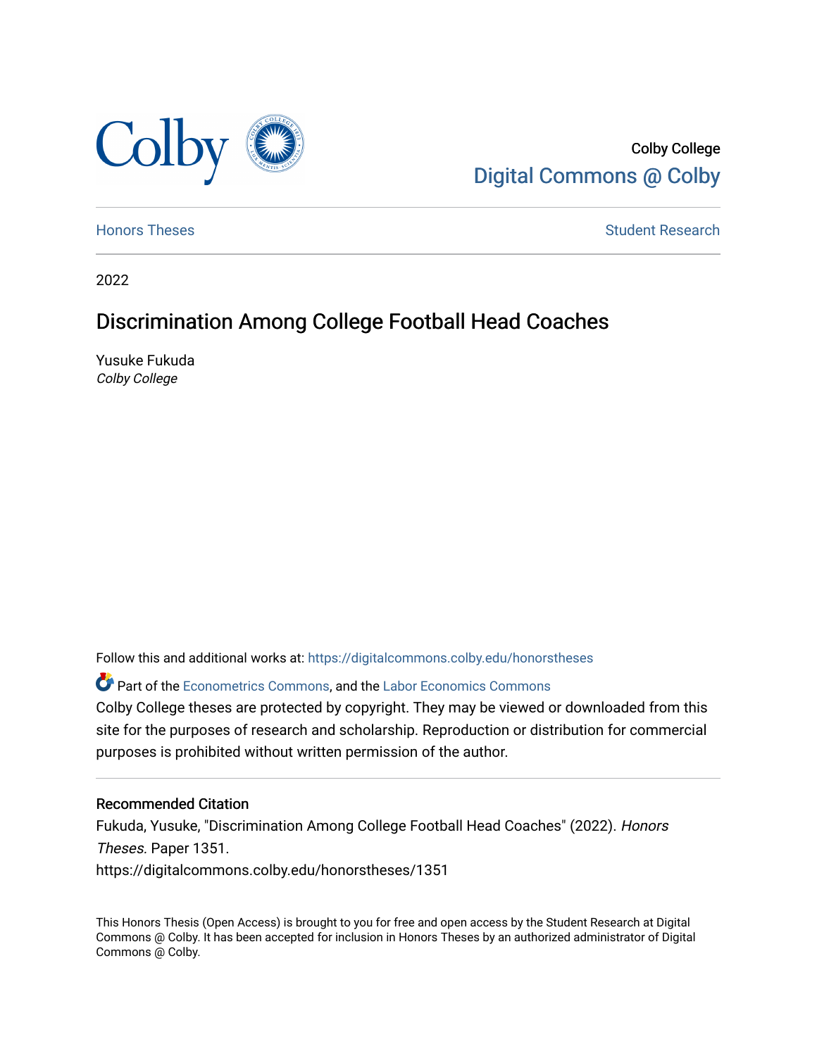Colby College

Digital Commons @ Colby

Honors Theses

Student Research

2022

# Discrimination Among College Football Head Coaches

Yusuke Fukuda
*Colby College*

Follow this and additional works at: https://digitalcommons.colby.edu/honorstheses

Part of the Econometrics Commons, and the Labor Economics Commons

Colby College theses are protected by copyright. They may be viewed or downloaded from this site for the purposes of research and scholarship. Reproduction or distribution for commercial purposes is prohibited without written permission of the author.

## Recommended Citation

Fukuda, Yusuke, "Discrimination Among College Football Head Coaches" (2022). *Honors Theses.* Paper 1351.
https://digitalcommons.colby.edu/honorstheses/1351

This Honors Thesis (Open Access) is brought to you for free and open access by the Student Research at Digital Commons @ Colby. It has been accepted for inclusion in Honors Theses by an authorized administrator of Digital Commons @ Colby.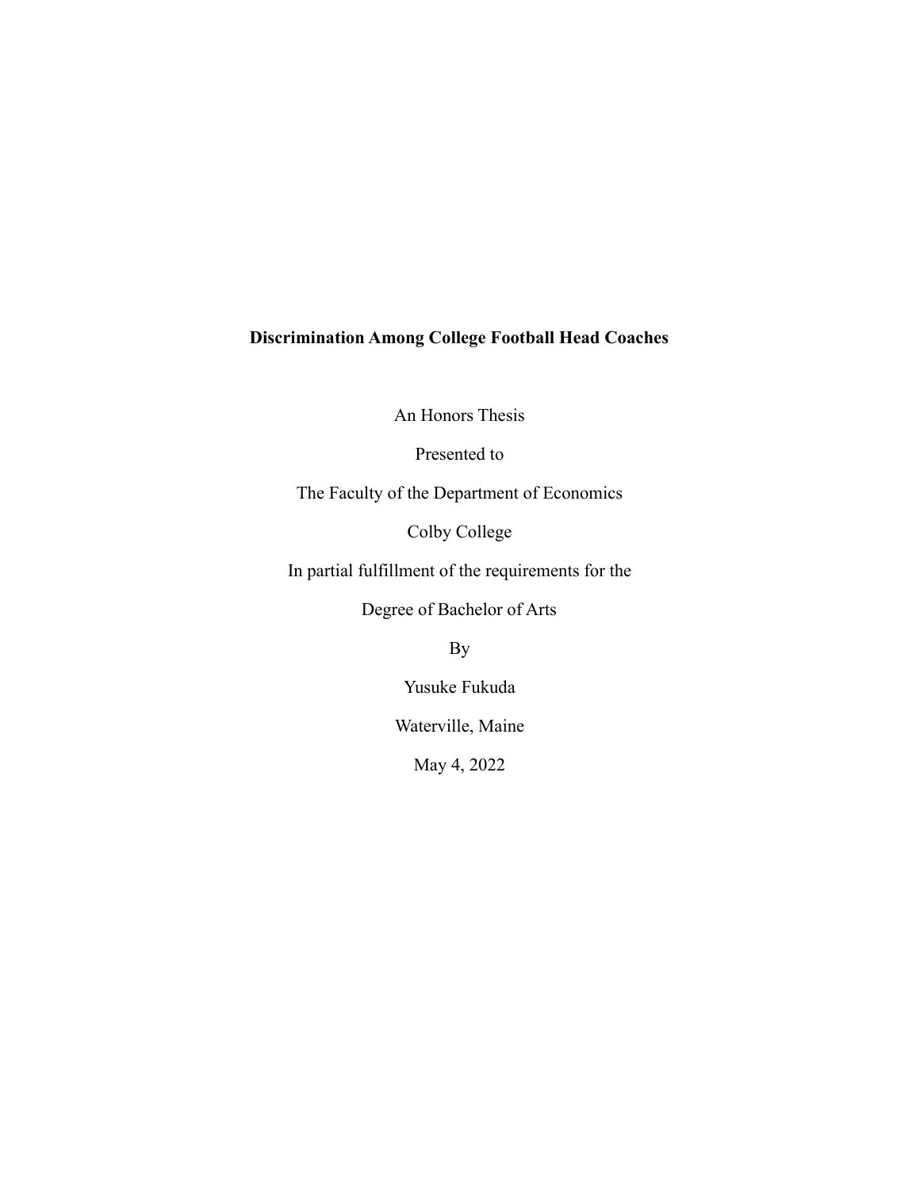# Discrimination Among College Football Head Coaches

An Honors Thesis

Presented to

The Faculty of the Department of Economics

Colby College

In partial fulfillment of the requirements for the

Degree of Bachelor of Arts

By

Yusuke Fukuda

Waterville, Maine

May 4, 2022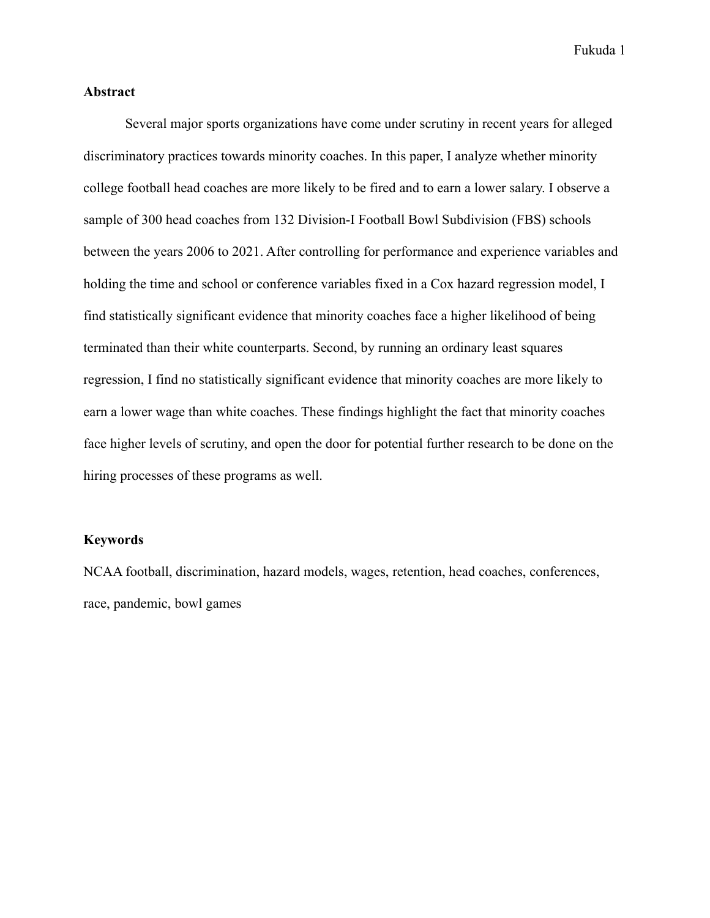**Abstract**

Several major sports organizations have come under scrutiny in recent years for alleged discriminatory practices towards minority coaches. In this paper, I analyze whether minority college football head coaches are more likely to be fired and to earn a lower salary. I observe a sample of 300 head coaches from 132 Division-I Football Bowl Subdivision (FBS) schools between the years 2006 to 2021. After controlling for performance and experience variables and holding the time and school or conference variables fixed in a Cox hazard regression model, I find statistically significant evidence that minority coaches face a higher likelihood of being terminated than their white counterparts. Second, by running an ordinary least squares regression, I find no statistically significant evidence that minority coaches are more likely to earn a lower wage than white coaches. These findings highlight the fact that minority coaches face higher levels of scrutiny, and open the door for potential further research to be done on the hiring processes of these programs as well.

**Keywords**

NCAA football, discrimination, hazard models, wages, retention, head coaches, conferences, race, pandemic, bowl games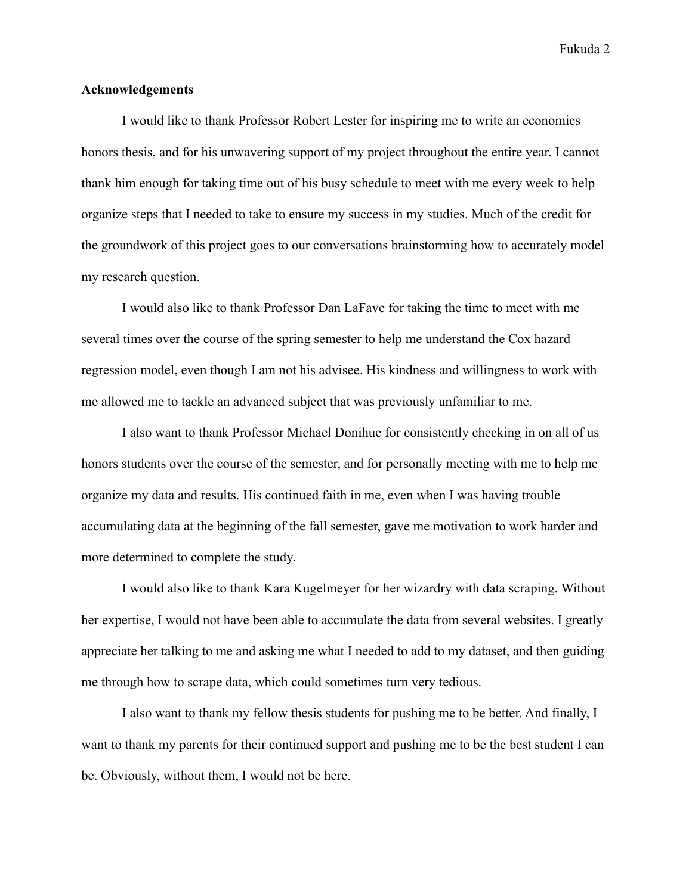**Acknowledgements**

I would like to thank Professor Robert Lester for inspiring me to write an economics honors thesis, and for his unwavering support of my project throughout the entire year. I cannot thank him enough for taking time out of his busy schedule to meet with me every week to help organize steps that I needed to take to ensure my success in my studies. Much of the credit for the groundwork of this project goes to our conversations brainstorming how to accurately model my research question.

I would also like to thank Professor Dan LaFave for taking the time to meet with me several times over the course of the spring semester to help me understand the Cox hazard regression model, even though I am not his advisee. His kindness and willingness to work with me allowed me to tackle an advanced subject that was previously unfamiliar to me.

I also want to thank Professor Michael Donihue for consistently checking in on all of us honors students over the course of the semester, and for personally meeting with me to help me organize my data and results. His continued faith in me, even when I was having trouble accumulating data at the beginning of the fall semester, gave me motivation to work harder and more determined to complete the study.

I would also like to thank Kara Kugelmeyer for her wizardry with data scraping. Without her expertise, I would not have been able to accumulate the data from several websites. I greatly appreciate her talking to me and asking me what I needed to add to my dataset, and then guiding me through how to scrape data, which could sometimes turn very tedious.

I also want to thank my fellow thesis students for pushing me to be better. And finally, I want to thank my parents for their continued support and pushing me to be the best student I can be. Obviously, without them, I would not be here.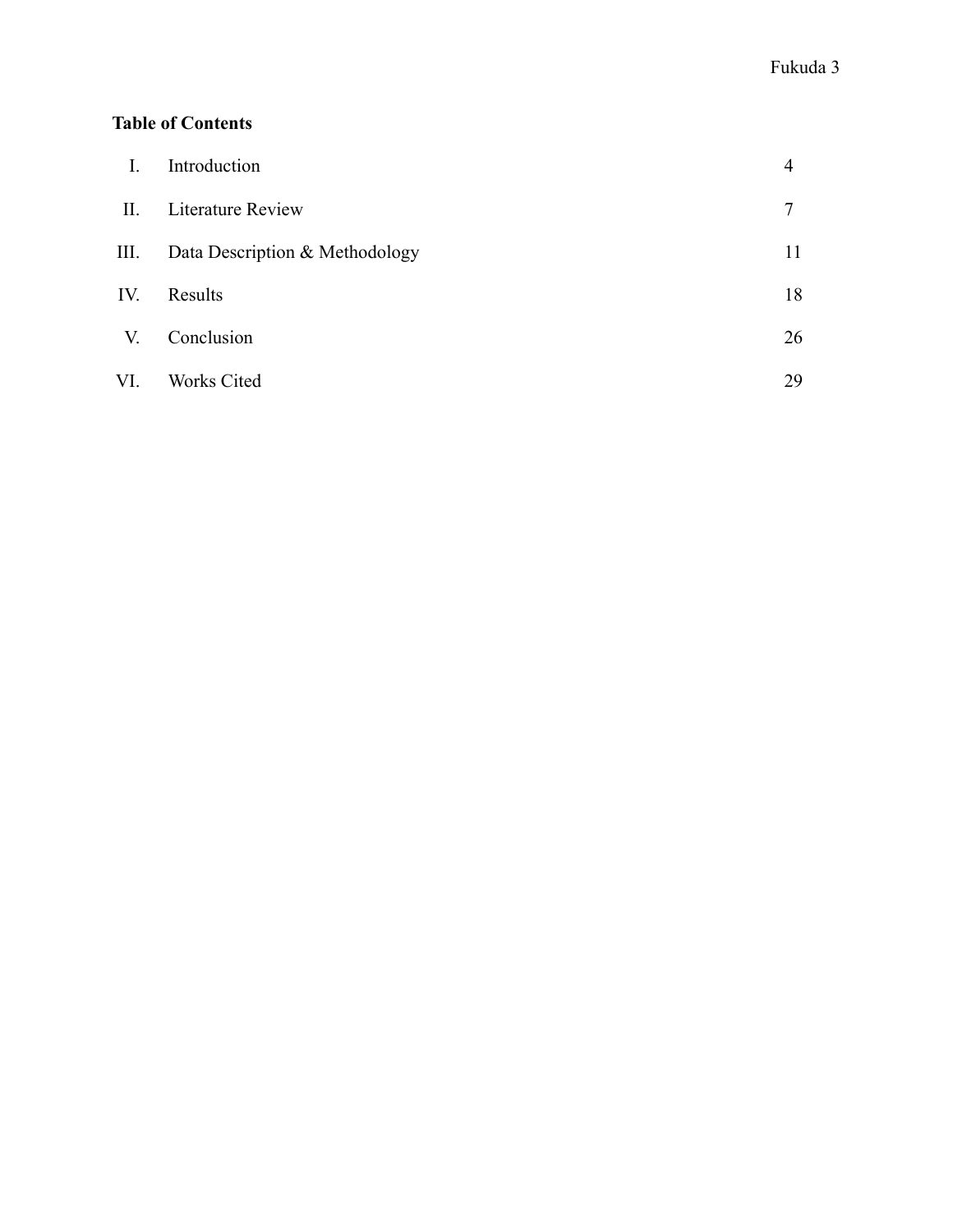**Table of Contents**

| | | |
|---|---|---|
| I. | Introduction | 4 |
| II. | Literature Review | 7 |
| III. | Data Description & Methodology | 11 |
| IV. | Results | 18 |
| V. | Conclusion | 26 |
| VI. | Works Cited | 29 |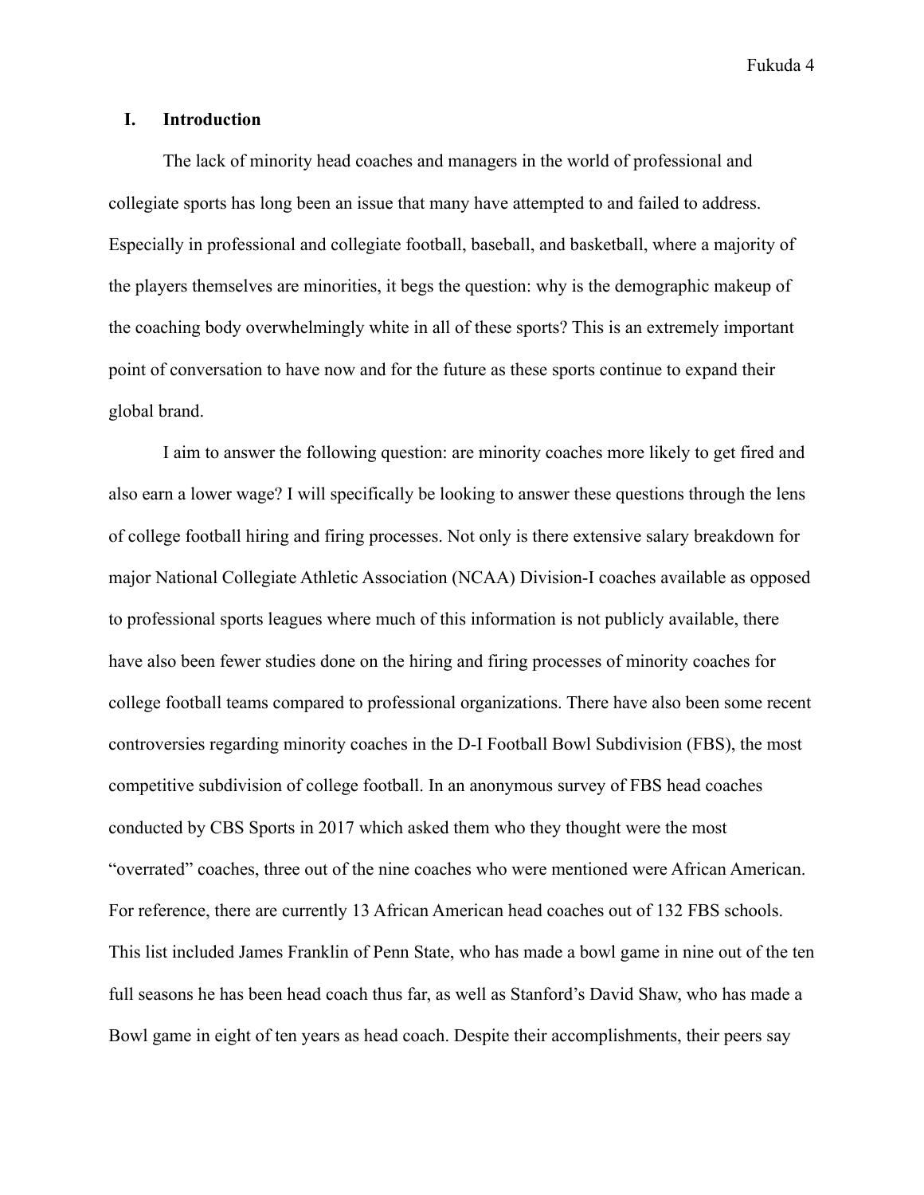## I. Introduction

The lack of minority head coaches and managers in the world of professional and collegiate sports has long been an issue that many have attempted to and failed to address. Especially in professional and collegiate football, baseball, and basketball, where a majority of the players themselves are minorities, it begs the question: why is the demographic makeup of the coaching body overwhelmingly white in all of these sports? This is an extremely important point of conversation to have now and for the future as these sports continue to expand their global brand.

I aim to answer the following question: are minority coaches more likely to get fired and also earn a lower wage? I will specifically be looking to answer these questions through the lens of college football hiring and firing processes. Not only is there extensive salary breakdown for major National Collegiate Athletic Association (NCAA) Division-I coaches available as opposed to professional sports leagues where much of this information is not publicly available, there have also been fewer studies done on the hiring and firing processes of minority coaches for college football teams compared to professional organizations. There have also been some recent controversies regarding minority coaches in the D-I Football Bowl Subdivision (FBS), the most competitive subdivision of college football. In an anonymous survey of FBS head coaches conducted by CBS Sports in 2017 which asked them who they thought were the most "overrated" coaches, three out of the nine coaches who were mentioned were African American. For reference, there are currently 13 African American head coaches out of 132 FBS schools. This list included James Franklin of Penn State, who has made a bowl game in nine out of the ten full seasons he has been head coach thus far, as well as Stanford's David Shaw, who has made a Bowl game in eight of ten years as head coach. Despite their accomplishments, their peers say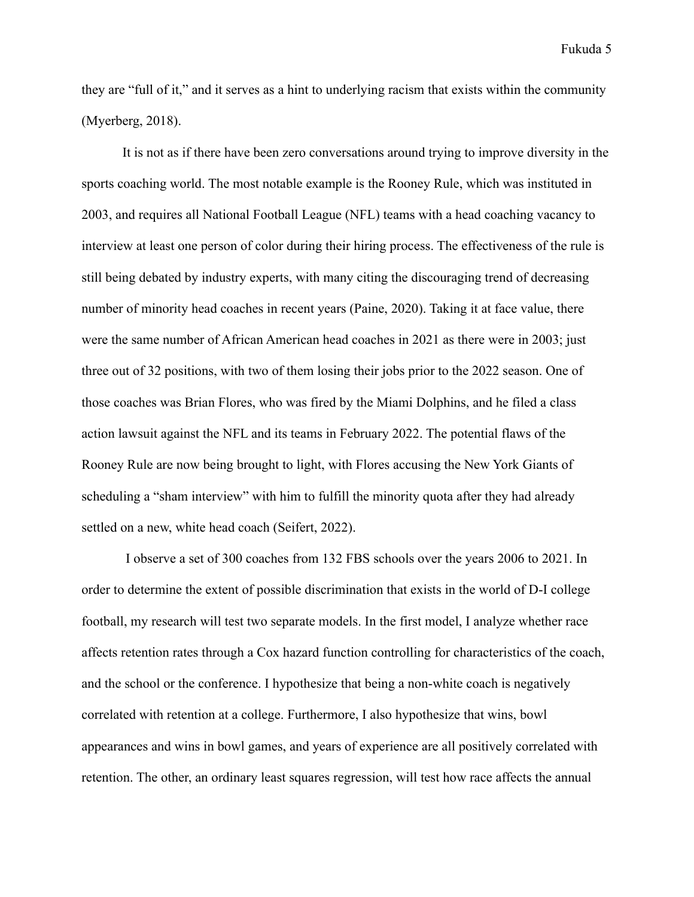they are "full of it," and it serves as a hint to underlying racism that exists within the community (Myerberg, 2018).

It is not as if there have been zero conversations around trying to improve diversity in the sports coaching world. The most notable example is the Rooney Rule, which was instituted in 2003, and requires all National Football League (NFL) teams with a head coaching vacancy to interview at least one person of color during their hiring process. The effectiveness of the rule is still being debated by industry experts, with many citing the discouraging trend of decreasing number of minority head coaches in recent years (Paine, 2020). Taking it at face value, there were the same number of African American head coaches in 2021 as there were in 2003; just three out of 32 positions, with two of them losing their jobs prior to the 2022 season. One of those coaches was Brian Flores, who was fired by the Miami Dolphins, and he filed a class action lawsuit against the NFL and its teams in February 2022. The potential flaws of the Rooney Rule are now being brought to light, with Flores accusing the New York Giants of scheduling a "sham interview" with him to fulfill the minority quota after they had already settled on a new, white head coach (Seifert, 2022).

I observe a set of 300 coaches from 132 FBS schools over the years 2006 to 2021. In order to determine the extent of possible discrimination that exists in the world of D-I college football, my research will test two separate models. In the first model, I analyze whether race affects retention rates through a Cox hazard function controlling for characteristics of the coach, and the school or the conference. I hypothesize that being a non-white coach is negatively correlated with retention at a college. Furthermore, I also hypothesize that wins, bowl appearances and wins in bowl games, and years of experience are all positively correlated with retention. The other, an ordinary least squares regression, will test how race affects the annual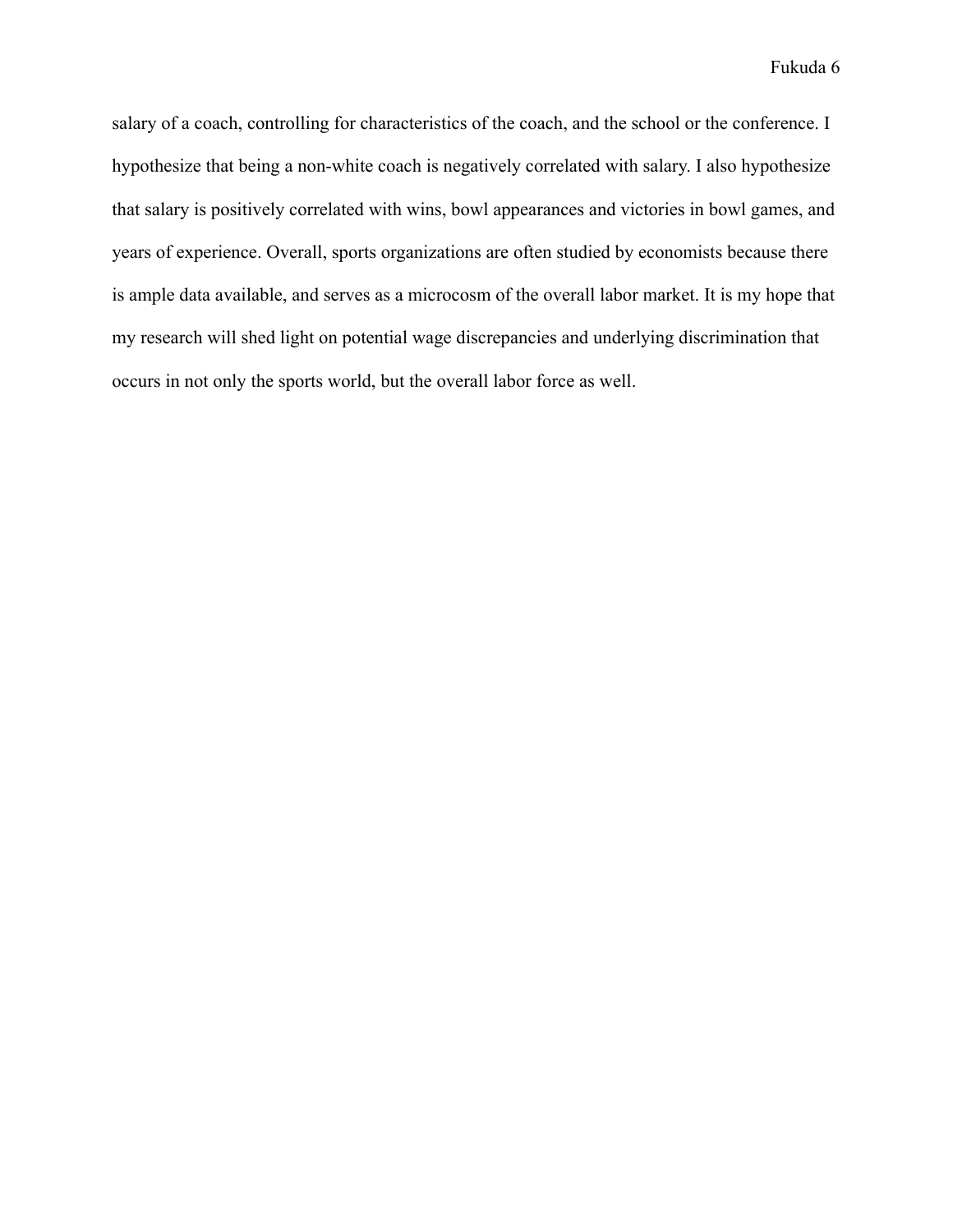salary of a coach, controlling for characteristics of the coach, and the school or the conference. I hypothesize that being a non-white coach is negatively correlated with salary. I also hypothesize that salary is positively correlated with wins, bowl appearances and victories in bowl games, and years of experience. Overall, sports organizations are often studied by economists because there is ample data available, and serves as a microcosm of the overall labor market. It is my hope that my research will shed light on potential wage discrepancies and underlying discrimination that occurs in not only the sports world, but the overall labor force as well.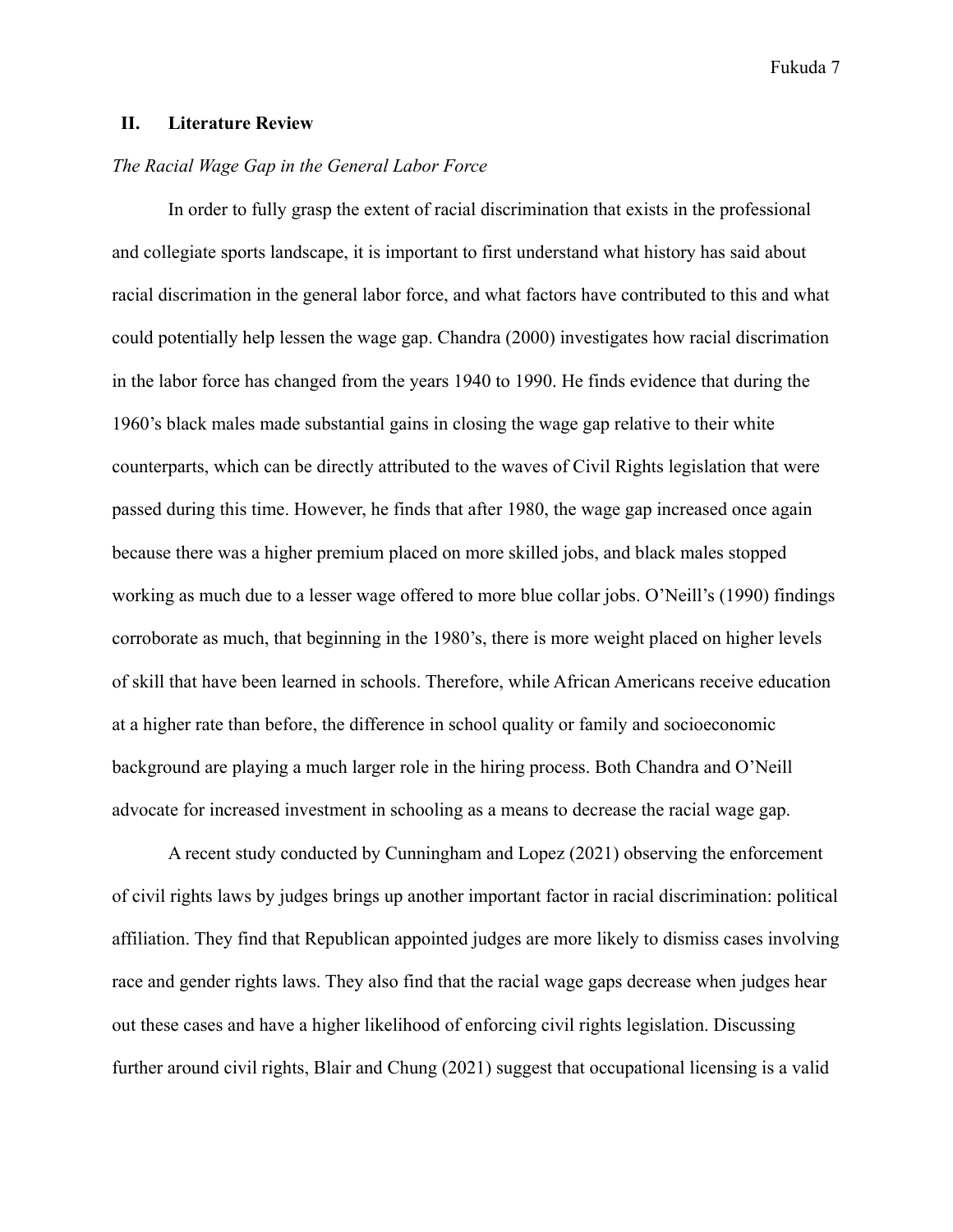## II. Literature Review

*The Racial Wage Gap in the General Labor Force*

In order to fully grasp the extent of racial discrimination that exists in the professional and collegiate sports landscape, it is important to first understand what history has said about racial discrimation in the general labor force, and what factors have contributed to this and what could potentially help lessen the wage gap. Chandra (2000) investigates how racial discrimation in the labor force has changed from the years 1940 to 1990. He finds evidence that during the 1960's black males made substantial gains in closing the wage gap relative to their white counterparts, which can be directly attributed to the waves of Civil Rights legislation that were passed during this time. However, he finds that after 1980, the wage gap increased once again because there was a higher premium placed on more skilled jobs, and black males stopped working as much due to a lesser wage offered to more blue collar jobs. O'Neill's (1990) findings corroborate as much, that beginning in the 1980's, there is more weight placed on higher levels of skill that have been learned in schools. Therefore, while African Americans receive education at a higher rate than before, the difference in school quality or family and socioeconomic background are playing a much larger role in the hiring process. Both Chandra and O'Neill advocate for increased investment in schooling as a means to decrease the racial wage gap.

A recent study conducted by Cunningham and Lopez (2021) observing the enforcement of civil rights laws by judges brings up another important factor in racial discrimination: political affiliation. They find that Republican appointed judges are more likely to dismiss cases involving race and gender rights laws. They also find that the racial wage gaps decrease when judges hear out these cases and have a higher likelihood of enforcing civil rights legislation. Discussing further around civil rights, Blair and Chung (2021) suggest that occupational licensing is a valid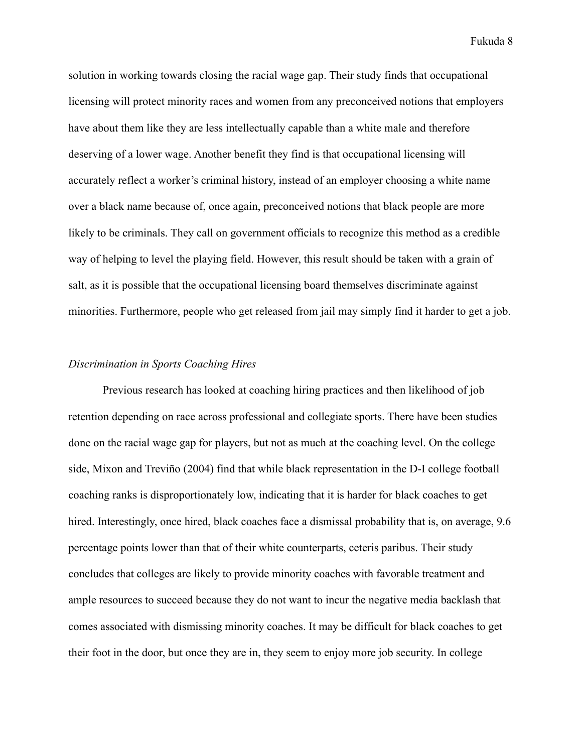solution in working towards closing the racial wage gap. Their study finds that occupational licensing will protect minority races and women from any preconceived notions that employers have about them like they are less intellectually capable than a white male and therefore deserving of a lower wage. Another benefit they find is that occupational licensing will accurately reflect a worker's criminal history, instead of an employer choosing a white name over a black name because of, once again, preconceived notions that black people are more likely to be criminals. They call on government officials to recognize this method as a credible way of helping to level the playing field. However, this result should be taken with a grain of salt, as it is possible that the occupational licensing board themselves discriminate against minorities. Furthermore, people who get released from jail may simply find it harder to get a job.

### *Discrimination in Sports Coaching Hires*

Previous research has looked at coaching hiring practices and then likelihood of job retention depending on race across professional and collegiate sports. There have been studies done on the racial wage gap for players, but not as much at the coaching level. On the college side, Mixon and Treviño (2004) find that while black representation in the D-I college football coaching ranks is disproportionately low, indicating that it is harder for black coaches to get hired. Interestingly, once hired, black coaches face a dismissal probability that is, on average, 9.6 percentage points lower than that of their white counterparts, ceteris paribus. Their study concludes that colleges are likely to provide minority coaches with favorable treatment and ample resources to succeed because they do not want to incur the negative media backlash that comes associated with dismissing minority coaches. It may be difficult for black coaches to get their foot in the door, but once they are in, they seem to enjoy more job security. In college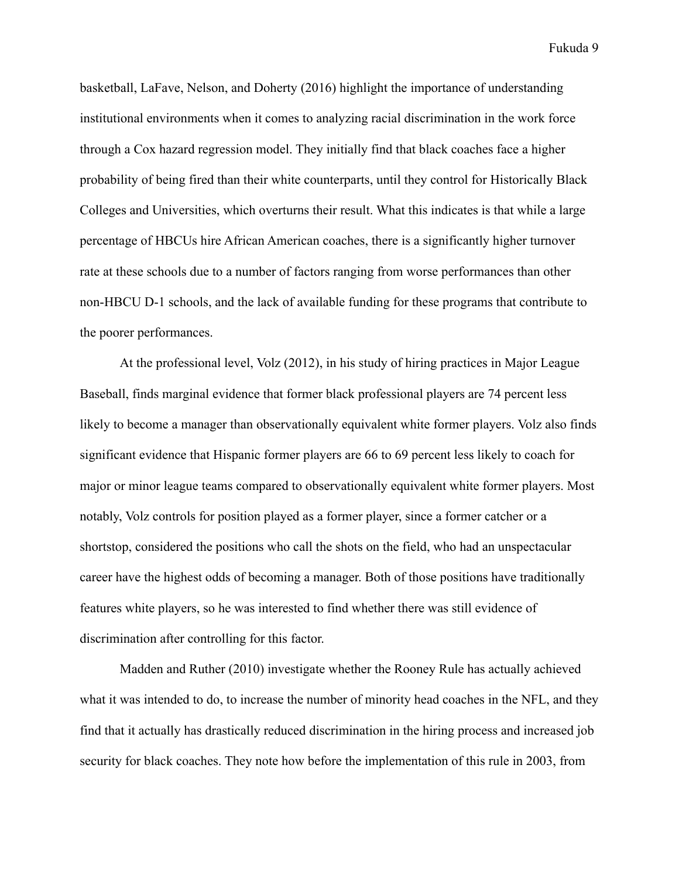basketball, LaFave, Nelson, and Doherty (2016) highlight the importance of understanding institutional environments when it comes to analyzing racial discrimination in the work force through a Cox hazard regression model. They initially find that black coaches face a higher probability of being fired than their white counterparts, until they control for Historically Black Colleges and Universities, which overturns their result. What this indicates is that while a large percentage of HBCUs hire African American coaches, there is a significantly higher turnover rate at these schools due to a number of factors ranging from worse performances than other non-HBCU D-1 schools, and the lack of available funding for these programs that contribute to the poorer performances.

At the professional level, Volz (2012), in his study of hiring practices in Major League Baseball, finds marginal evidence that former black professional players are 74 percent less likely to become a manager than observationally equivalent white former players. Volz also finds significant evidence that Hispanic former players are 66 to 69 percent less likely to coach for major or minor league teams compared to observationally equivalent white former players. Most notably, Volz controls for position played as a former player, since a former catcher or a shortstop, considered the positions who call the shots on the field, who had an unspectacular career have the highest odds of becoming a manager. Both of those positions have traditionally features white players, so he was interested to find whether there was still evidence of discrimination after controlling for this factor.

Madden and Ruther (2010) investigate whether the Rooney Rule has actually achieved what it was intended to do, to increase the number of minority head coaches in the NFL, and they find that it actually has drastically reduced discrimination in the hiring process and increased job security for black coaches. They note how before the implementation of this rule in 2003, from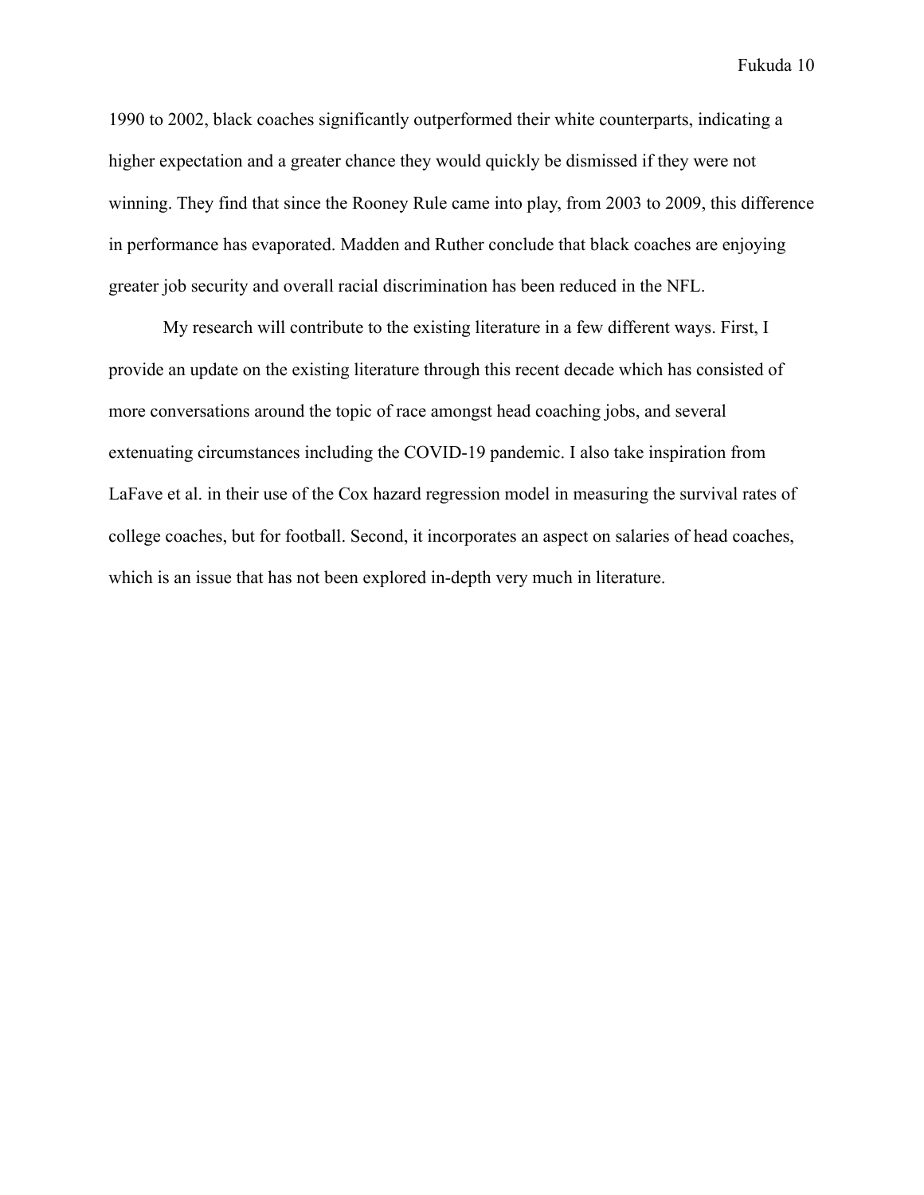1990 to 2002, black coaches significantly outperformed their white counterparts, indicating a higher expectation and a greater chance they would quickly be dismissed if they were not winning. They find that since the Rooney Rule came into play, from 2003 to 2009, this difference in performance has evaporated. Madden and Ruther conclude that black coaches are enjoying greater job security and overall racial discrimination has been reduced in the NFL.

My research will contribute to the existing literature in a few different ways. First, I provide an update on the existing literature through this recent decade which has consisted of more conversations around the topic of race amongst head coaching jobs, and several extenuating circumstances including the COVID-19 pandemic. I also take inspiration from LaFave et al. in their use of the Cox hazard regression model in measuring the survival rates of college coaches, but for football. Second, it incorporates an aspect on salaries of head coaches, which is an issue that has not been explored in-depth very much in literature.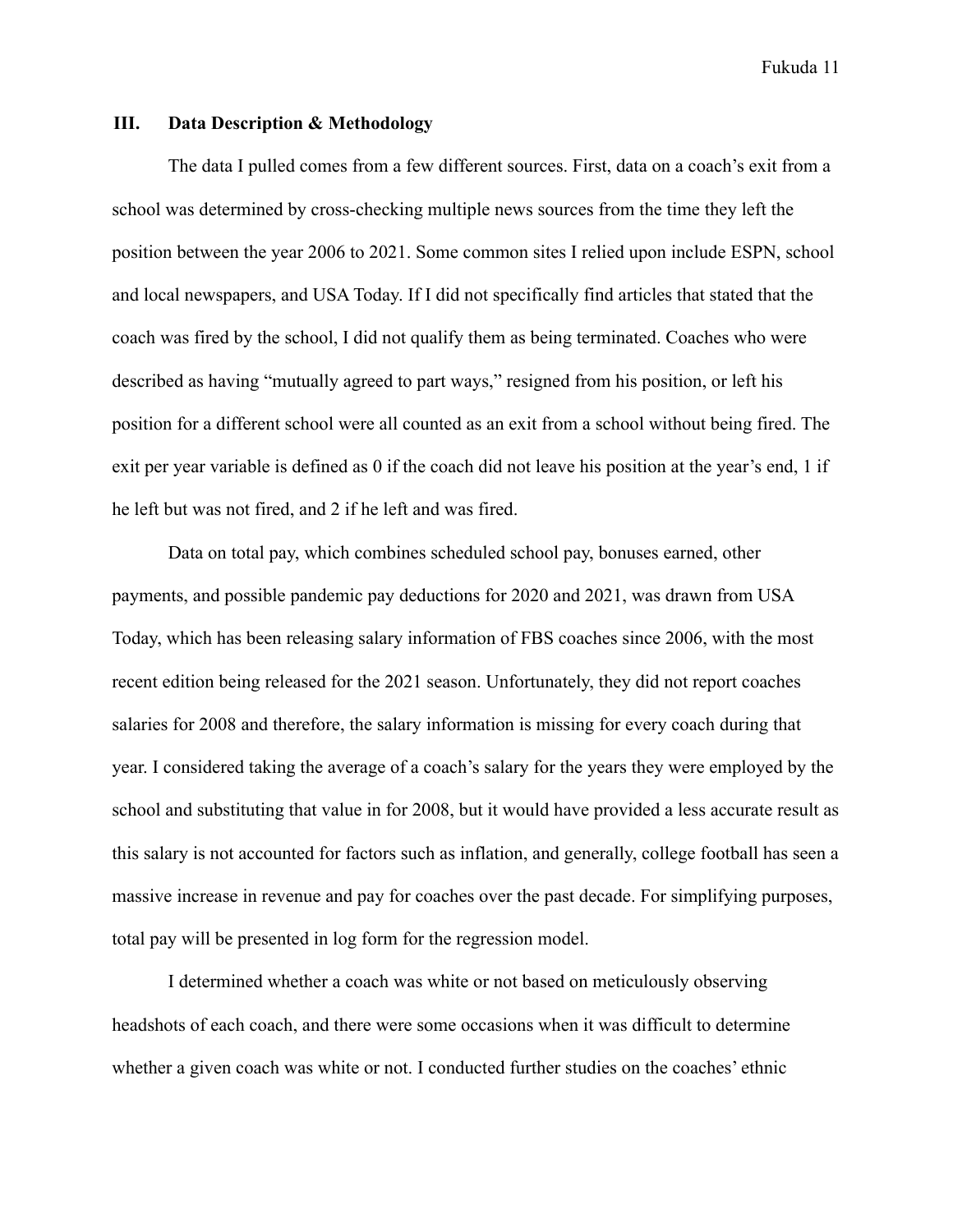## III. Data Description & Methodology

The data I pulled comes from a few different sources. First, data on a coach's exit from a school was determined by cross-checking multiple news sources from the time they left the position between the year 2006 to 2021. Some common sites I relied upon include ESPN, school and local newspapers, and USA Today. If I did not specifically find articles that stated that the coach was fired by the school, I did not qualify them as being terminated. Coaches who were described as having "mutually agreed to part ways," resigned from his position, or left his position for a different school were all counted as an exit from a school without being fired. The exit per year variable is defined as 0 if the coach did not leave his position at the year's end, 1 if he left but was not fired, and 2 if he left and was fired.

Data on total pay, which combines scheduled school pay, bonuses earned, other payments, and possible pandemic pay deductions for 2020 and 2021, was drawn from USA Today, which has been releasing salary information of FBS coaches since 2006, with the most recent edition being released for the 2021 season. Unfortunately, they did not report coaches salaries for 2008 and therefore, the salary information is missing for every coach during that year. I considered taking the average of a coach's salary for the years they were employed by the school and substituting that value in for 2008, but it would have provided a less accurate result as this salary is not accounted for factors such as inflation, and generally, college football has seen a massive increase in revenue and pay for coaches over the past decade. For simplifying purposes, total pay will be presented in log form for the regression model.

I determined whether a coach was white or not based on meticulously observing headshots of each coach, and there were some occasions when it was difficult to determine whether a given coach was white or not. I conducted further studies on the coaches' ethnic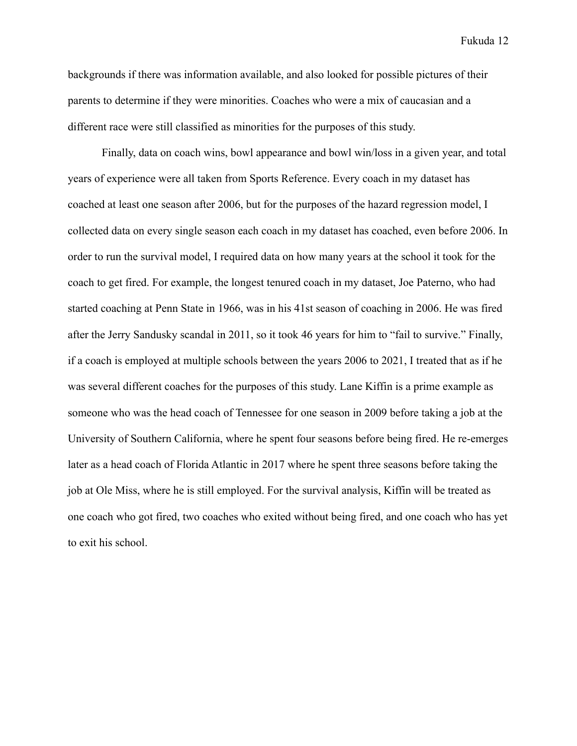backgrounds if there was information available, and also looked for possible pictures of their parents to determine if they were minorities. Coaches who were a mix of caucasian and a different race were still classified as minorities for the purposes of this study.

Finally, data on coach wins, bowl appearance and bowl win/loss in a given year, and total years of experience were all taken from Sports Reference. Every coach in my dataset has coached at least one season after 2006, but for the purposes of the hazard regression model, I collected data on every single season each coach in my dataset has coached, even before 2006. In order to run the survival model, I required data on how many years at the school it took for the coach to get fired. For example, the longest tenured coach in my dataset, Joe Paterno, who had started coaching at Penn State in 1966, was in his 41st season of coaching in 2006. He was fired after the Jerry Sandusky scandal in 2011, so it took 46 years for him to "fail to survive." Finally, if a coach is employed at multiple schools between the years 2006 to 2021, I treated that as if he was several different coaches for the purposes of this study. Lane Kiffin is a prime example as someone who was the head coach of Tennessee for one season in 2009 before taking a job at the University of Southern California, where he spent four seasons before being fired. He re-emerges later as a head coach of Florida Atlantic in 2017 where he spent three seasons before taking the job at Ole Miss, where he is still employed. For the survival analysis, Kiffin will be treated as one coach who got fired, two coaches who exited without being fired, and one coach who has yet to exit his school.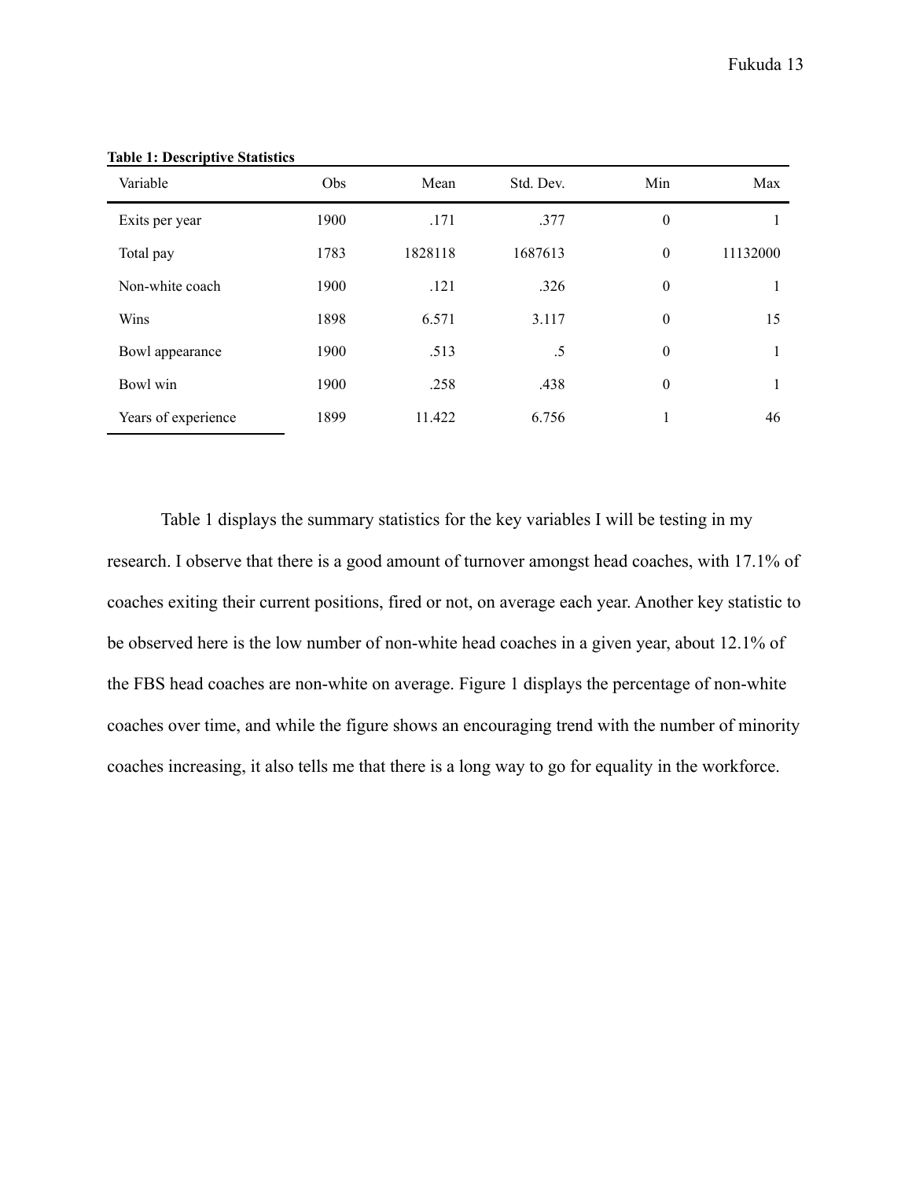**Table 1: Descriptive Statistics**

| Variable | Obs | Mean | Std. Dev. | Min | Max |
|---|---|---|---|---|---|
| Exits per year | 1900 | .171 | .377 | 0 | 1 |
| Total pay | 1783 | 1828118 | 1687613 | 0 | 11132000 |
| Non-white coach | 1900 | .121 | .326 | 0 | 1 |
| Wins | 1898 | 6.571 | 3.117 | 0 | 15 |
| Bowl appearance | 1900 | .513 | .5 | 0 | 1 |
| Bowl win | 1900 | .258 | .438 | 0 | 1 |
| Years of experience | 1899 | 11.422 | 6.756 | 1 | 46 |

Table 1 displays the summary statistics for the key variables I will be testing in my research. I observe that there is a good amount of turnover amongst head coaches, with 17.1% of coaches exiting their current positions, fired or not, on average each year. Another key statistic to be observed here is the low number of non-white head coaches in a given year, about 12.1% of the FBS head coaches are non-white on average. Figure 1 displays the percentage of non-white coaches over time, and while the figure shows an encouraging trend with the number of minority coaches increasing, it also tells me that there is a long way to go for equality in the workforce.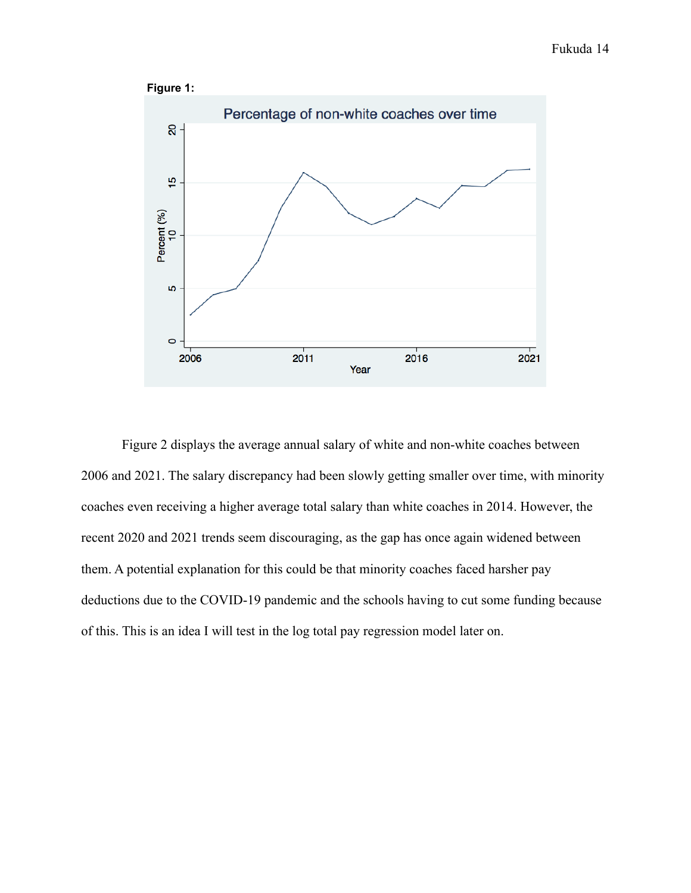**Figure 1:**

Figure 2 displays the average annual salary of white and non-white coaches between 2006 and 2021. The salary discrepancy had been slowly getting smaller over time, with minority coaches even receiving a higher average total salary than white coaches in 2014. However, the recent 2020 and 2021 trends seem discouraging, as the gap has once again widened between them. A potential explanation for this could be that minority coaches faced harsher pay deductions due to the COVID-19 pandemic and the schools having to cut some funding because of this. This is an idea I will test in the log total pay regression model later on.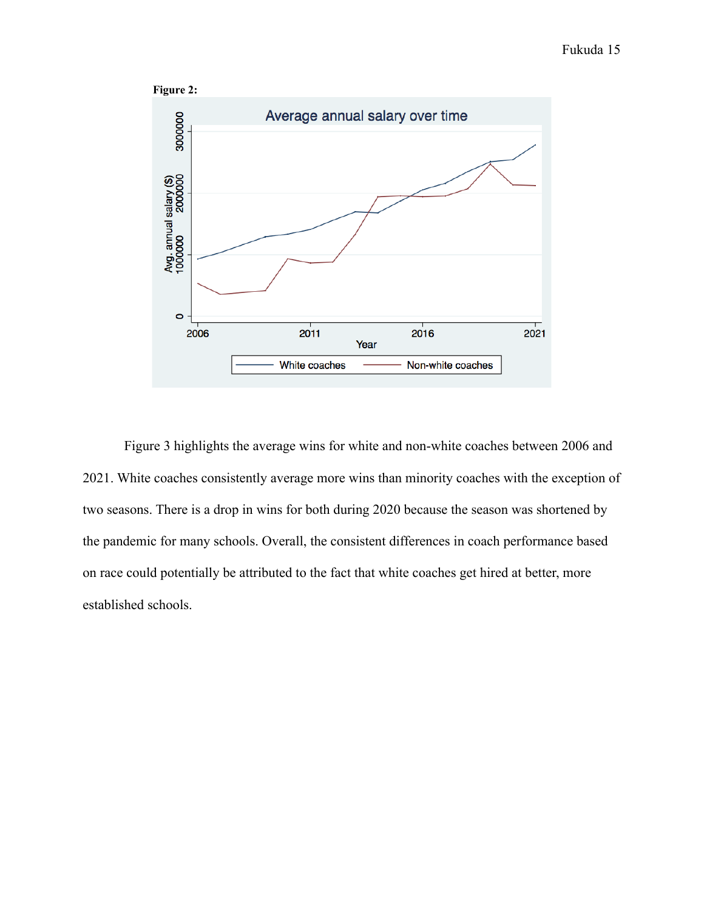**Figure 2:**

Figure 3 highlights the average wins for white and non-white coaches between 2006 and 2021. White coaches consistently average more wins than minority coaches with the exception of two seasons. There is a drop in wins for both during 2020 because the season was shortened by the pandemic for many schools. Overall, the consistent differences in coach performance based on race could potentially be attributed to the fact that white coaches get hired at better, more established schools.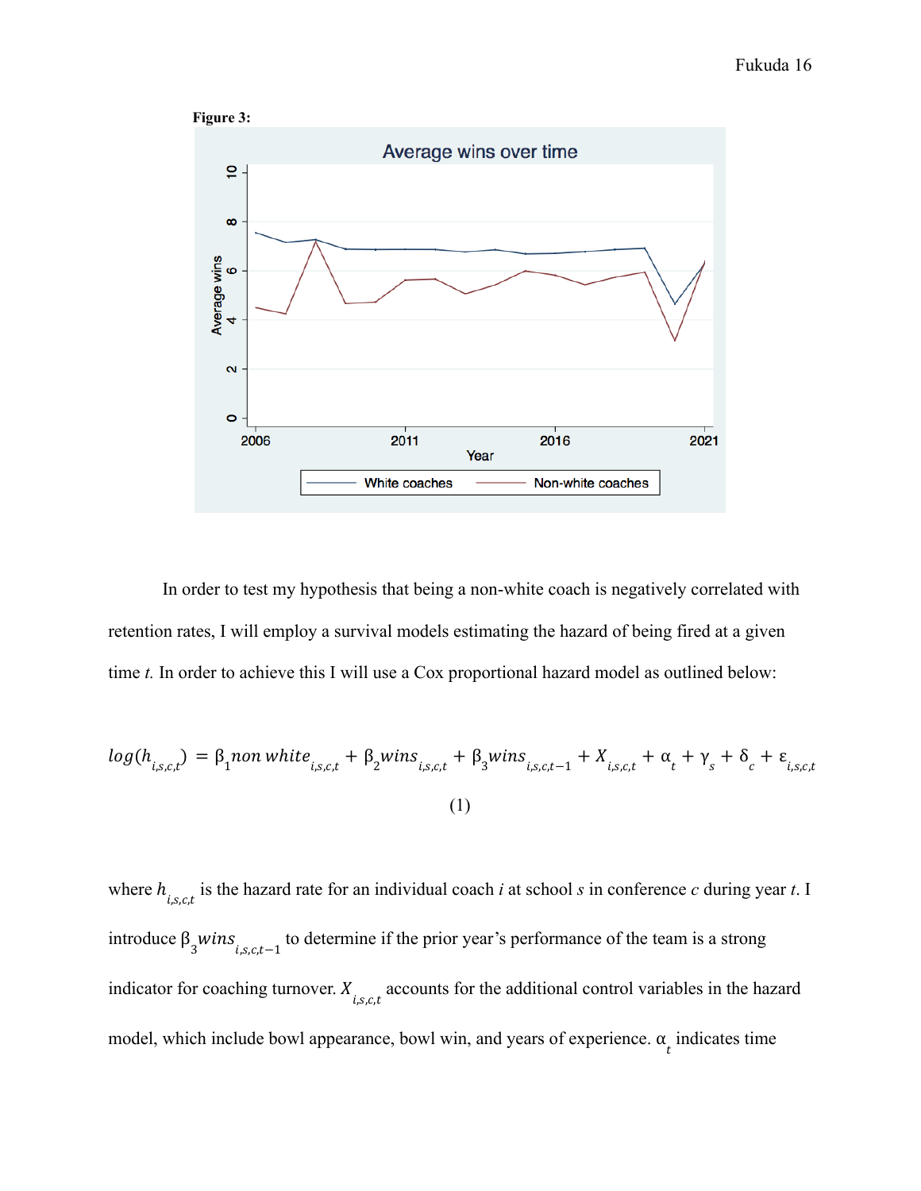**Figure 3:**

In order to test my hypothesis that being a non-white coach is negatively correlated with retention rates, I will employ a survival models estimating the hazard of being fired at a given time *t.* In order to achieve this I will use a Cox proportional hazard model as outlined below:

$$log(h_{i,s,c,t}) = \beta_1 non\ white_{i,s,c,t} + \beta_2 wins_{i,s,c,t} + \beta_3 wins_{i,s,c,t-1} + X_{i,s,c,t} + \alpha_t + \gamma_s + \delta_c + \varepsilon_{i,s,c,t}$$

(1)

where $h_{i,s,c,t}$ is the hazard rate for an individual coach *i* at school *s* in conference *c* during year *t*. I introduce $\beta_3 wins_{i,s,c,t-1}$ to determine if the prior year's performance of the team is a strong indicator for coaching turnover. $X_{i,s,c,t}$ accounts for the additional control variables in the hazard model, which include bowl appearance, bowl win, and years of experience. $\alpha_t$ indicates time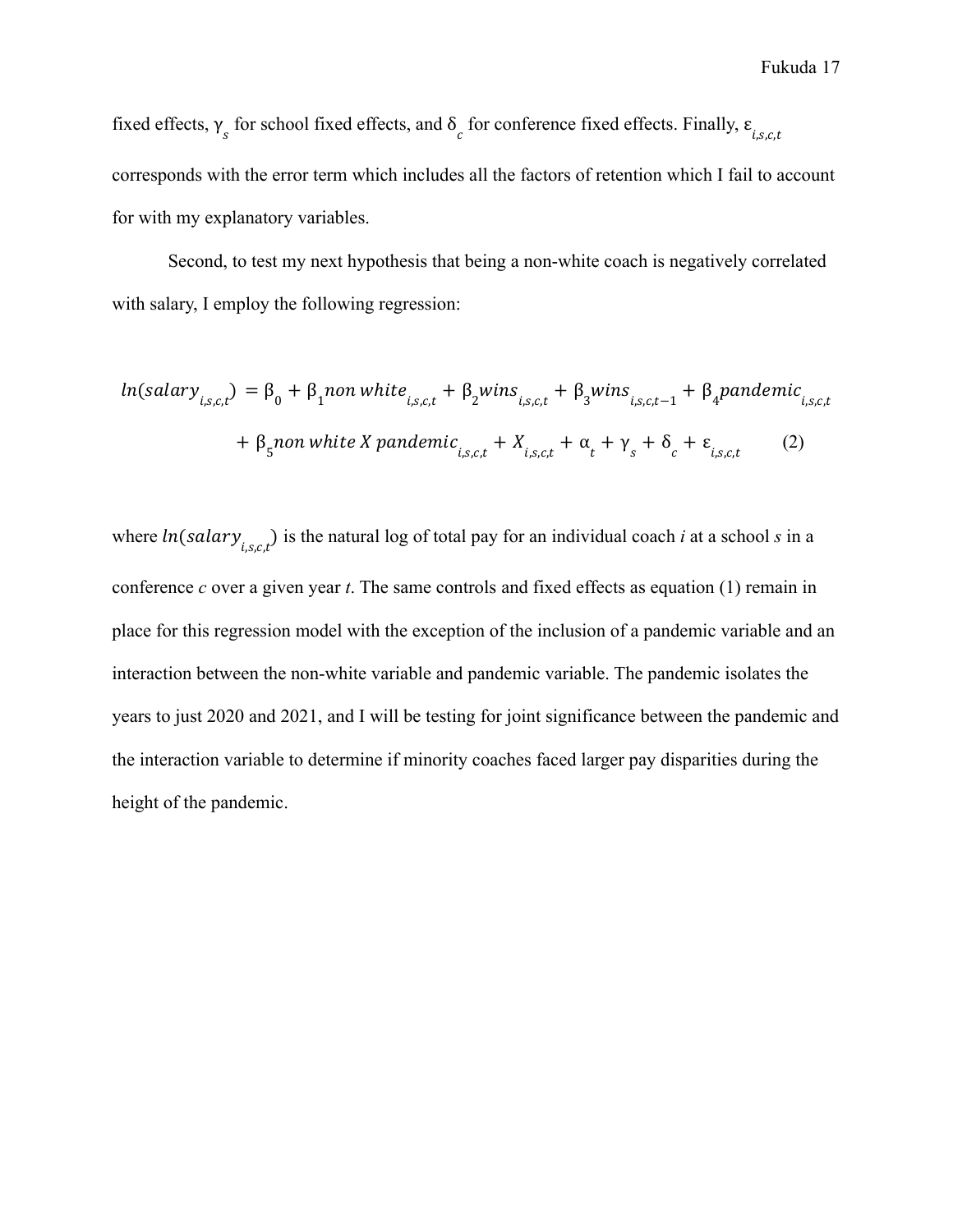fixed effects, $\gamma_s$ for school fixed effects, and $\delta_c$ for conference fixed effects. Finally, $\varepsilon_{i,s,c,t}$ corresponds with the error term which includes all the factors of retention which I fail to account for with my explanatory variables.

Second, to test my next hypothesis that being a non-white coach is negatively correlated with salary, I employ the following regression:

$$ln(salary_{i,s,c,t}) = \beta_0 + \beta_1 non\ white_{i,s,c,t} + \beta_2 wins_{i,s,c,t} + \beta_3 wins_{i,s,c,t-1} + \beta_4 pandemic_{i,s,c,t} + \beta_5 non\ white\ X\ pandemic_{i,s,c,t} + X_{i,s,c,t} + \alpha_t + \gamma_s + \delta_c + \varepsilon_{i,s,c,t} \qquad (2)$$

where $ln(salary_{i,s,c,t})$ is the natural log of total pay for an individual coach *i* at a school *s* in a conference *c* over a given year *t*. The same controls and fixed effects as equation (1) remain in place for this regression model with the exception of the inclusion of a pandemic variable and an interaction between the non-white variable and pandemic variable. The pandemic isolates the years to just 2020 and 2021, and I will be testing for joint significance between the pandemic and the interaction variable to determine if minority coaches faced larger pay disparities during the height of the pandemic.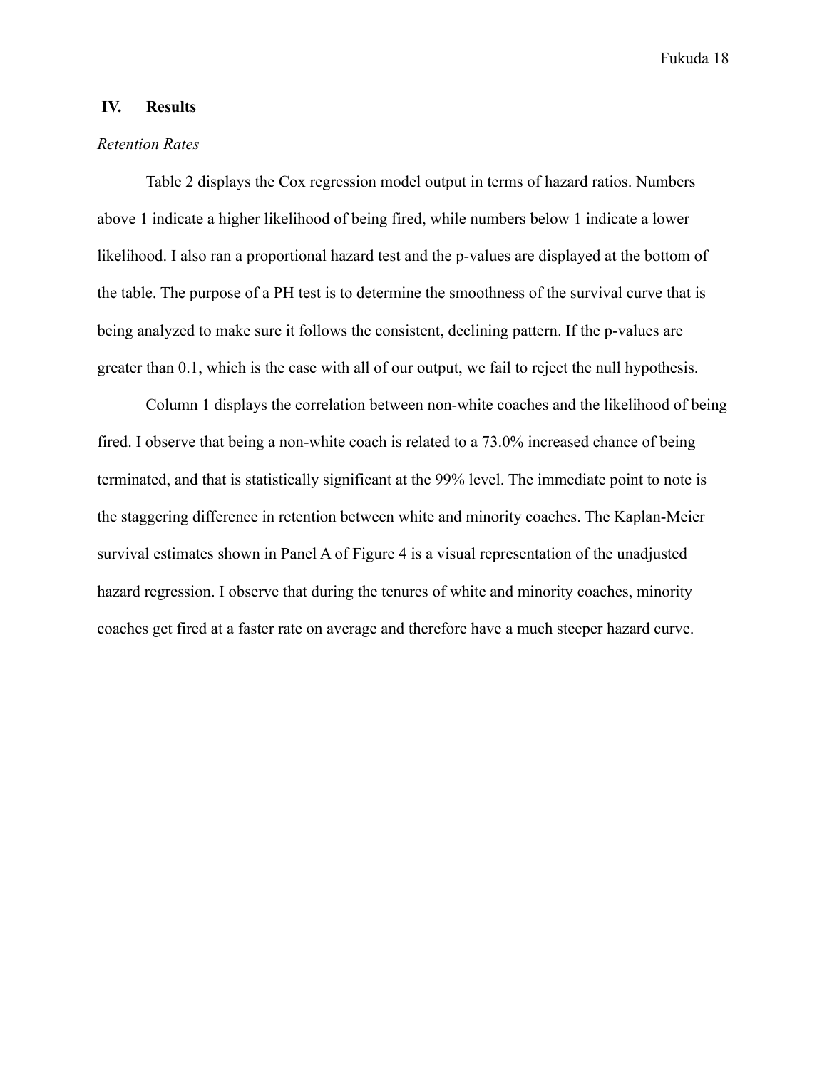## IV. Results

*Retention Rates*

Table 2 displays the Cox regression model output in terms of hazard ratios. Numbers above 1 indicate a higher likelihood of being fired, while numbers below 1 indicate a lower likelihood. I also ran a proportional hazard test and the p-values are displayed at the bottom of the table. The purpose of a PH test is to determine the smoothness of the survival curve that is being analyzed to make sure it follows the consistent, declining pattern. If the p-values are greater than 0.1, which is the case with all of our output, we fail to reject the null hypothesis.

Column 1 displays the correlation between non-white coaches and the likelihood of being fired. I observe that being a non-white coach is related to a 73.0% increased chance of being terminated, and that is statistically significant at the 99% level. The immediate point to note is the staggering difference in retention between white and minority coaches. The Kaplan-Meier survival estimates shown in Panel A of Figure 4 is a visual representation of the unadjusted hazard regression. I observe that during the tenures of white and minority coaches, minority coaches get fired at a faster rate on average and therefore have a much steeper hazard curve.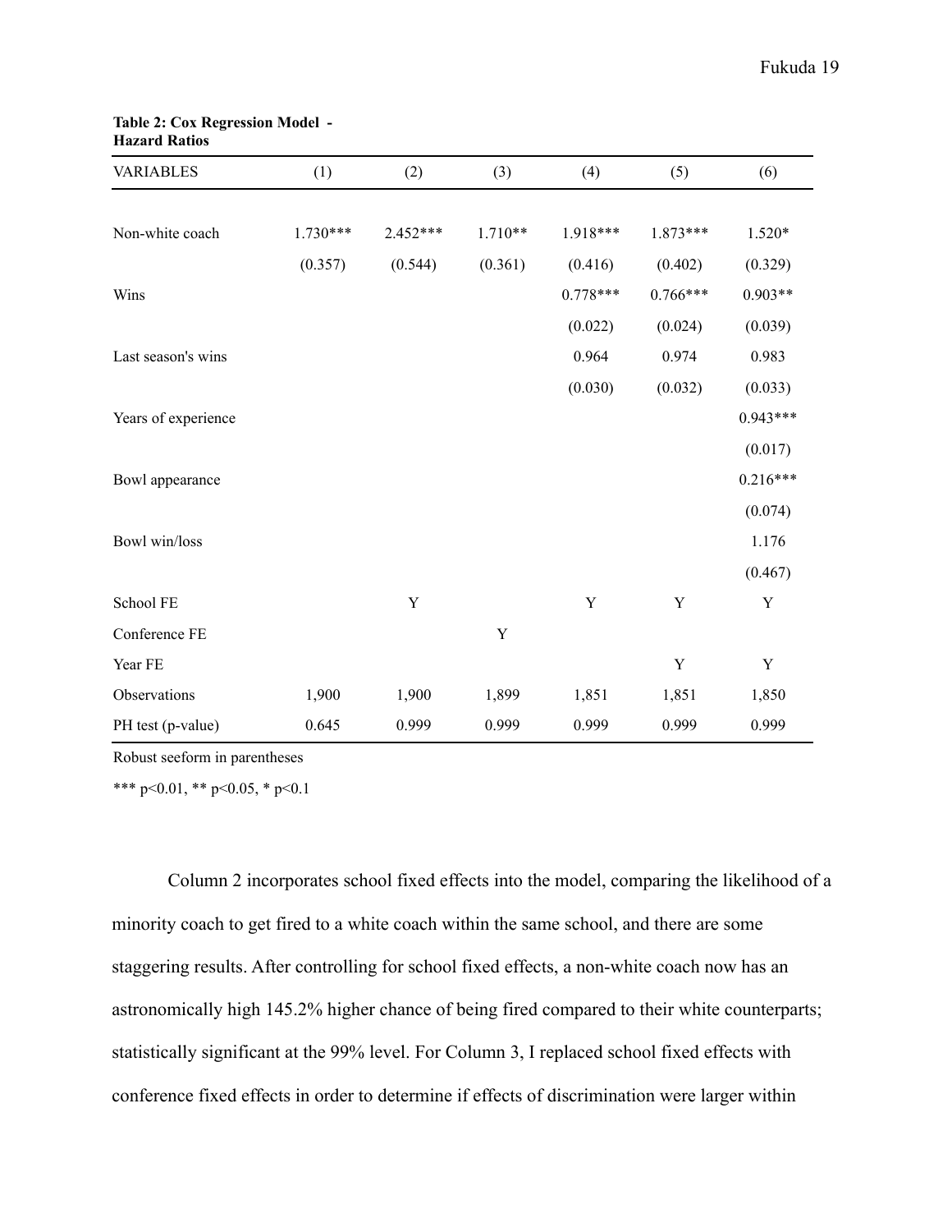**Table 2: Cox Regression Model - Hazard Ratios**

| VARIABLES | (1) | (2) | (3) | (4) | (5) | (6) |
|---|---|---|---|---|---|---|
| Non-white coach | 1.730*** | 2.452*** | 1.710** | 1.918*** | 1.873*** | 1.520* |
| | (0.357) | (0.544) | (0.361) | (0.416) | (0.402) | (0.329) |
| Wins | | | | 0.778*** | 0.766*** | 0.903** |
| | | | | (0.022) | (0.024) | (0.039) |
| Last season's wins | | | | 0.964 | 0.974 | 0.983 |
| | | | | (0.030) | (0.032) | (0.033) |
| Years of experience | | | | | | 0.943*** |
| | | | | | | (0.017) |
| Bowl appearance | | | | | | 0.216*** |
| | | | | | | (0.074) |
| Bowl win/loss | | | | | | 1.176 |
| | | | | | | (0.467) |
| School FE | | Y | | Y | Y | Y |
| Conference FE | | | Y | | | |
| Year FE | | | | | Y | Y |
| Observations | 1,900 | 1,900 | 1,899 | 1,851 | 1,851 | 1,850 |
| PH test (p-value) | 0.645 | 0.999 | 0.999 | 0.999 | 0.999 | 0.999 |

Robust seeform in parentheses

*** p<0.01, ** p<0.05, * p<0.1

Column 2 incorporates school fixed effects into the model, comparing the likelihood of a minority coach to get fired to a white coach within the same school, and there are some staggering results. After controlling for school fixed effects, a non-white coach now has an astronomically high 145.2% higher chance of being fired compared to their white counterparts; statistically significant at the 99% level. For Column 3, I replaced school fixed effects with conference fixed effects in order to determine if effects of discrimination were larger within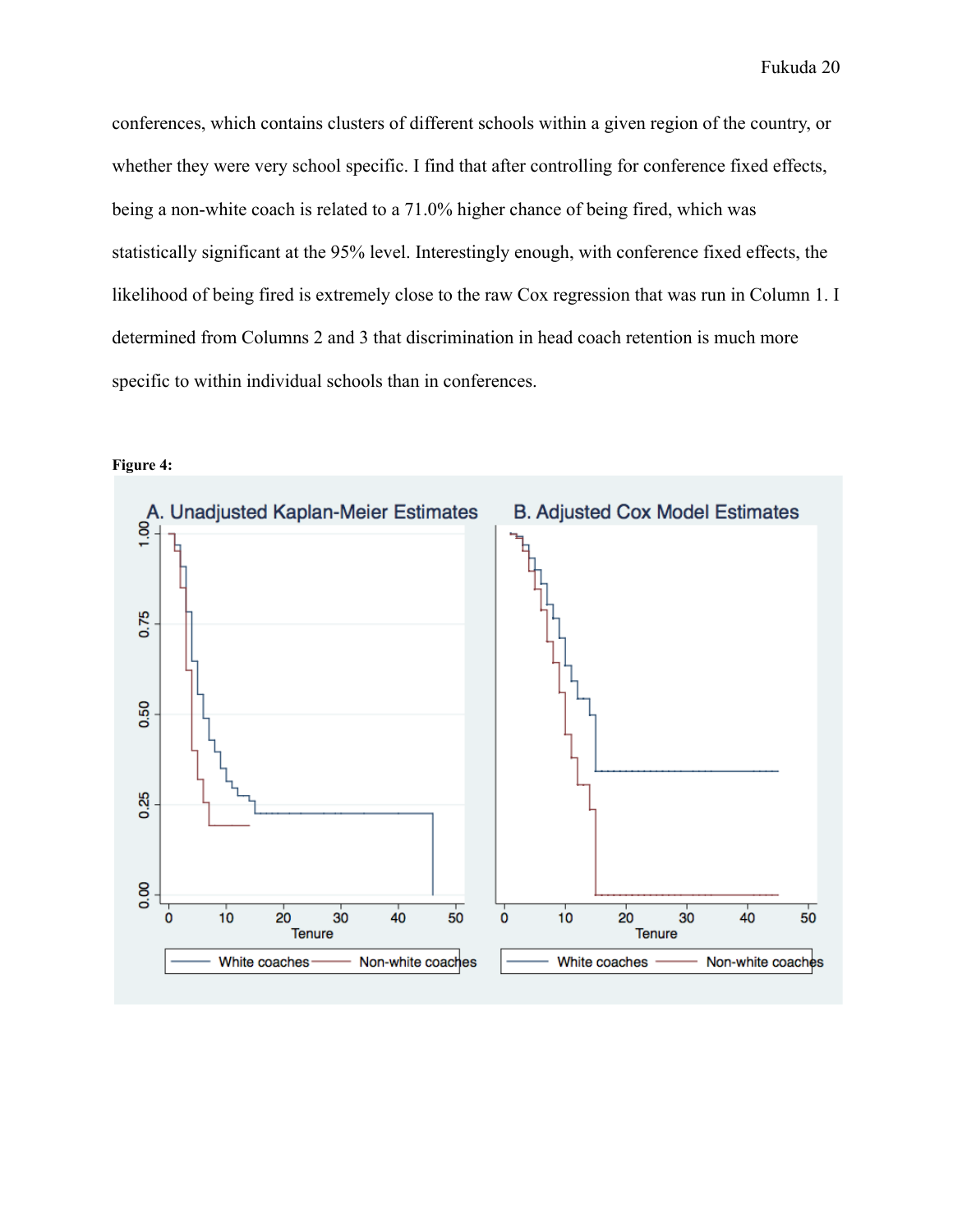conferences, which contains clusters of different schools within a given region of the country, or whether they were very school specific. I find that after controlling for conference fixed effects, being a non-white coach is related to a 71.0% higher chance of being fired, which was statistically significant at the 95% level. Interestingly enough, with conference fixed effects, the likelihood of being fired is extremely close to the raw Cox regression that was run in Column 1. I determined from Columns 2 and 3 that discrimination in head coach retention is much more specific to within individual schools than in conferences.

**Figure 4:**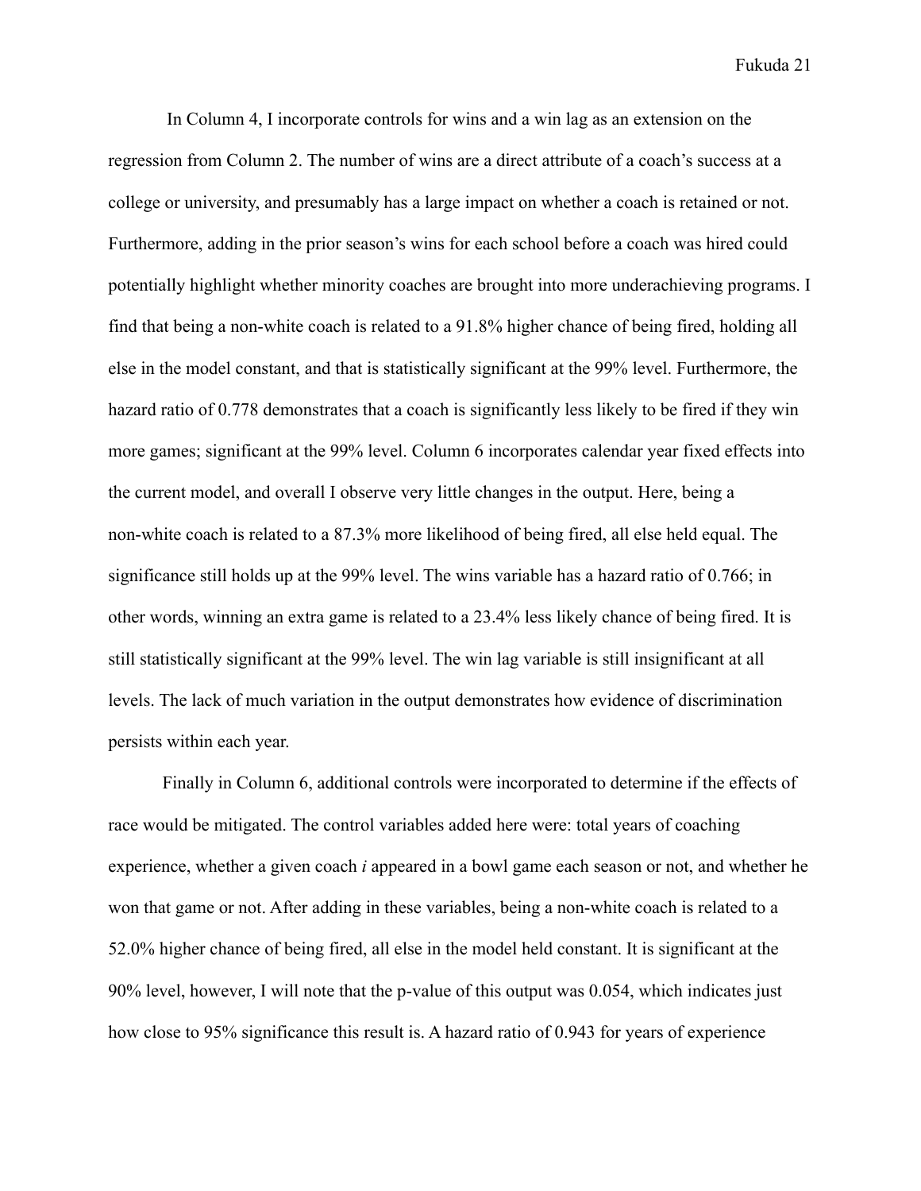In Column 4, I incorporate controls for wins and a win lag as an extension on the regression from Column 2. The number of wins are a direct attribute of a coach's success at a college or university, and presumably has a large impact on whether a coach is retained or not. Furthermore, adding in the prior season's wins for each school before a coach was hired could potentially highlight whether minority coaches are brought into more underachieving programs. I find that being a non-white coach is related to a 91.8% higher chance of being fired, holding all else in the model constant, and that is statistically significant at the 99% level. Furthermore, the hazard ratio of 0.778 demonstrates that a coach is significantly less likely to be fired if they win more games; significant at the 99% level. Column 6 incorporates calendar year fixed effects into the current model, and overall I observe very little changes in the output. Here, being a non-white coach is related to a 87.3% more likelihood of being fired, all else held equal. The significance still holds up at the 99% level. The wins variable has a hazard ratio of 0.766; in other words, winning an extra game is related to a 23.4% less likely chance of being fired. It is still statistically significant at the 99% level. The win lag variable is still insignificant at all levels. The lack of much variation in the output demonstrates how evidence of discrimination persists within each year.

Finally in Column 6, additional controls were incorporated to determine if the effects of race would be mitigated. The control variables added here were: total years of coaching experience, whether a given coach *i* appeared in a bowl game each season or not, and whether he won that game or not. After adding in these variables, being a non-white coach is related to a 52.0% higher chance of being fired, all else in the model held constant. It is significant at the 90% level, however, I will note that the p-value of this output was 0.054, which indicates just how close to 95% significance this result is. A hazard ratio of 0.943 for years of experience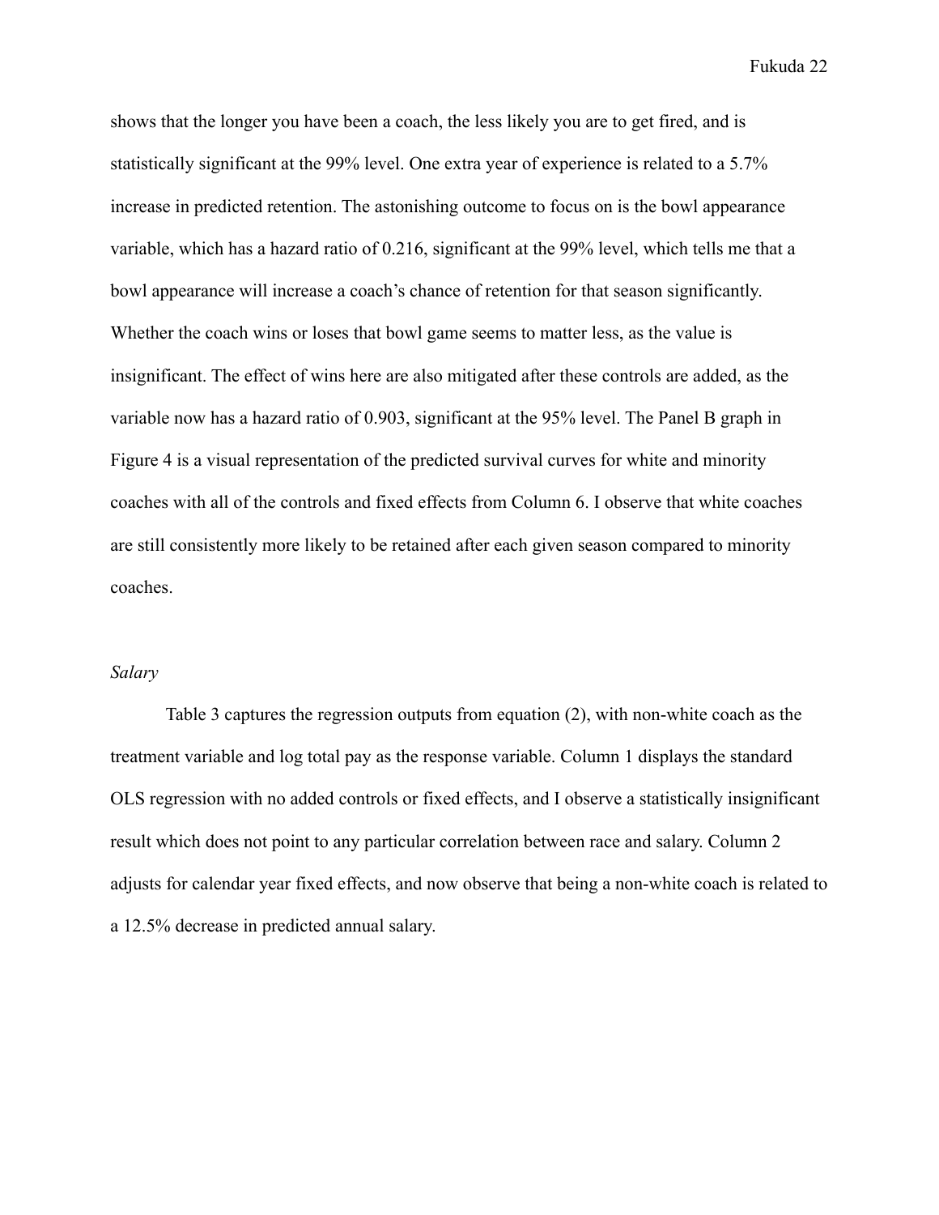shows that the longer you have been a coach, the less likely you are to get fired, and is statistically significant at the 99% level. One extra year of experience is related to a 5.7% increase in predicted retention. The astonishing outcome to focus on is the bowl appearance variable, which has a hazard ratio of 0.216, significant at the 99% level, which tells me that a bowl appearance will increase a coach's chance of retention for that season significantly. Whether the coach wins or loses that bowl game seems to matter less, as the value is insignificant. The effect of wins here are also mitigated after these controls are added, as the variable now has a hazard ratio of 0.903, significant at the 95% level. The Panel B graph in Figure 4 is a visual representation of the predicted survival curves for white and minority coaches with all of the controls and fixed effects from Column 6. I observe that white coaches are still consistently more likely to be retained after each given season compared to minority coaches.

*Salary*

Table 3 captures the regression outputs from equation (2), with non-white coach as the treatment variable and log total pay as the response variable. Column 1 displays the standard OLS regression with no added controls or fixed effects, and I observe a statistically insignificant result which does not point to any particular correlation between race and salary. Column 2 adjusts for calendar year fixed effects, and now observe that being a non-white coach is related to a 12.5% decrease in predicted annual salary.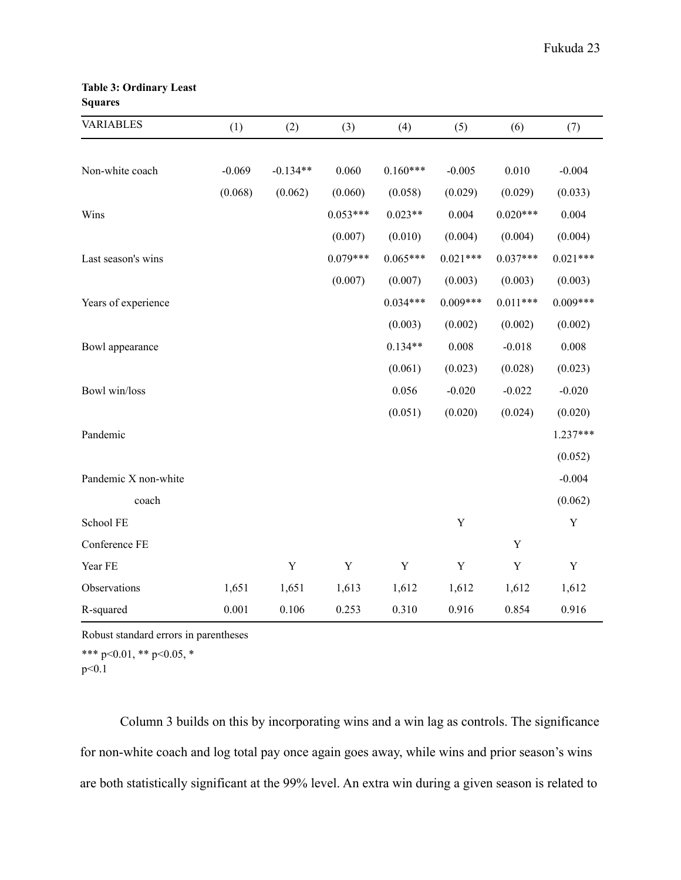**Table 3: Ordinary Least Squares**

| VARIABLES | (1) | (2) | (3) | (4) | (5) | (6) | (7) |
|---|---|---|---|---|---|---|---|
| Non-white coach | -0.069 | -0.134** | 0.060 | 0.160*** | -0.005 | 0.010 | -0.004 |
| | (0.068) | (0.062) | (0.060) | (0.058) | (0.029) | (0.029) | (0.033) |
| Wins | | | 0.053*** | 0.023** | 0.004 | 0.020*** | 0.004 |
| | | | (0.007) | (0.010) | (0.004) | (0.004) | (0.004) |
| Last season's wins | | | 0.079*** | 0.065*** | 0.021*** | 0.037*** | 0.021*** |
| | | | (0.007) | (0.007) | (0.003) | (0.003) | (0.003) |
| Years of experience | | | | 0.034*** | 0.009*** | 0.011*** | 0.009*** |
| | | | | (0.003) | (0.002) | (0.002) | (0.002) |
| Bowl appearance | | | | 0.134** | 0.008 | -0.018 | 0.008 |
| | | | | (0.061) | (0.023) | (0.028) | (0.023) |
| Bowl win/loss | | | | 0.056 | -0.020 | -0.022 | -0.020 |
| | | | | (0.051) | (0.020) | (0.024) | (0.020) |
| Pandemic | | | | | | | 1.237*** |
| | | | | | | | (0.052) |
| Pandemic X non-white coach | | | | | | | -0.004 |
| | | | | | | | (0.062) |
| School FE | | | | | Y | | Y |
| Conference FE | | | | | | Y | |
| Year FE | | Y | Y | Y | Y | Y | Y |
| Observations | 1,651 | 1,651 | 1,613 | 1,612 | 1,612 | 1,612 | 1,612 |
| R-squared | 0.001 | 0.106 | 0.253 | 0.310 | 0.916 | 0.854 | 0.916 |

Robust standard errors in parentheses

*** p<0.01, ** p<0.05, * p<0.1

Column 3 builds on this by incorporating wins and a win lag as controls. The significance for non-white coach and log total pay once again goes away, while wins and prior season's wins are both statistically significant at the 99% level. An extra win during a given season is related to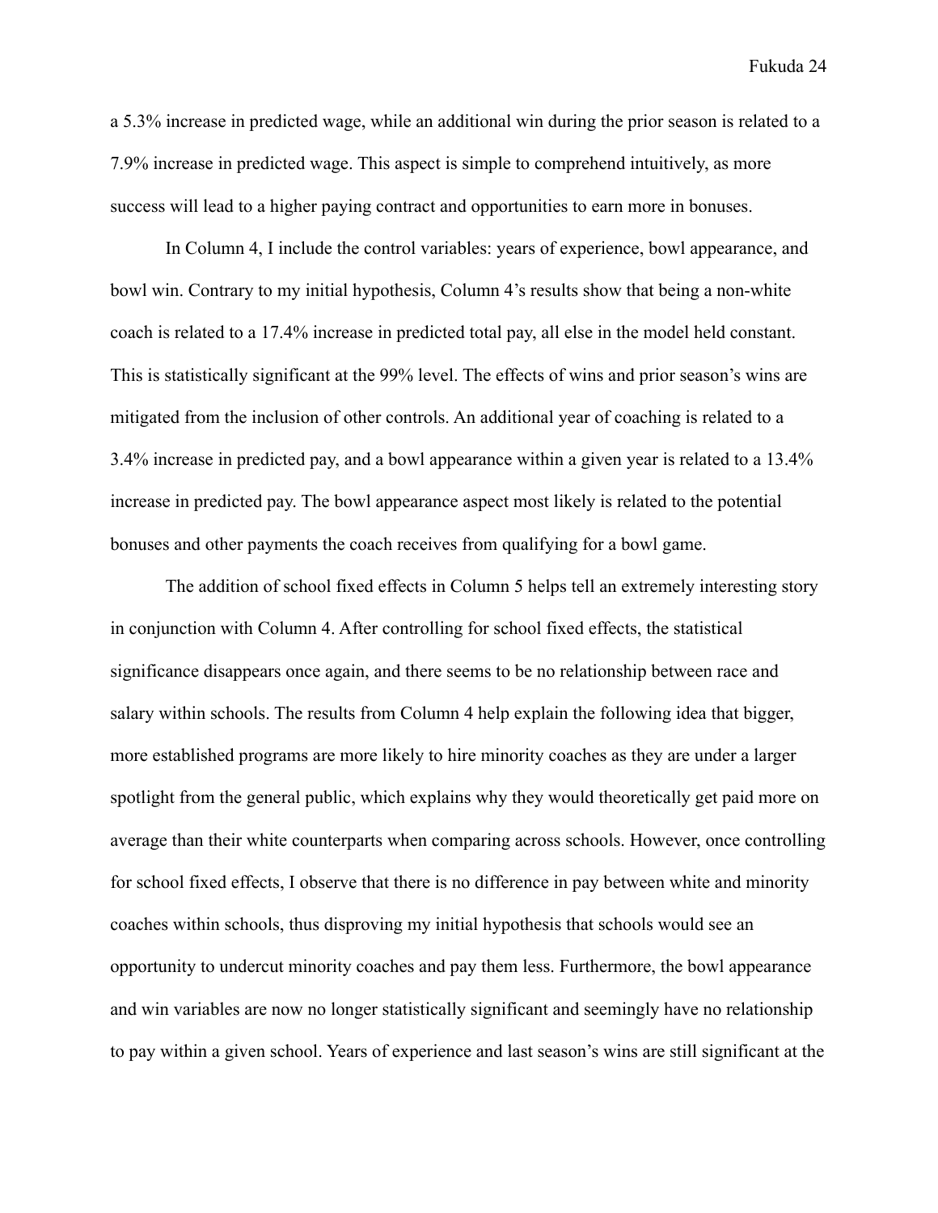a 5.3% increase in predicted wage, while an additional win during the prior season is related to a 7.9% increase in predicted wage. This aspect is simple to comprehend intuitively, as more success will lead to a higher paying contract and opportunities to earn more in bonuses.

In Column 4, I include the control variables: years of experience, bowl appearance, and bowl win. Contrary to my initial hypothesis, Column 4's results show that being a non-white coach is related to a 17.4% increase in predicted total pay, all else in the model held constant. This is statistically significant at the 99% level. The effects of wins and prior season's wins are mitigated from the inclusion of other controls. An additional year of coaching is related to a 3.4% increase in predicted pay, and a bowl appearance within a given year is related to a 13.4% increase in predicted pay. The bowl appearance aspect most likely is related to the potential bonuses and other payments the coach receives from qualifying for a bowl game.

The addition of school fixed effects in Column 5 helps tell an extremely interesting story in conjunction with Column 4. After controlling for school fixed effects, the statistical significance disappears once again, and there seems to be no relationship between race and salary within schools. The results from Column 4 help explain the following idea that bigger, more established programs are more likely to hire minority coaches as they are under a larger spotlight from the general public, which explains why they would theoretically get paid more on average than their white counterparts when comparing across schools. However, once controlling for school fixed effects, I observe that there is no difference in pay between white and minority coaches within schools, thus disproving my initial hypothesis that schools would see an opportunity to undercut minority coaches and pay them less. Furthermore, the bowl appearance and win variables are now no longer statistically significant and seemingly have no relationship to pay within a given school. Years of experience and last season's wins are still significant at the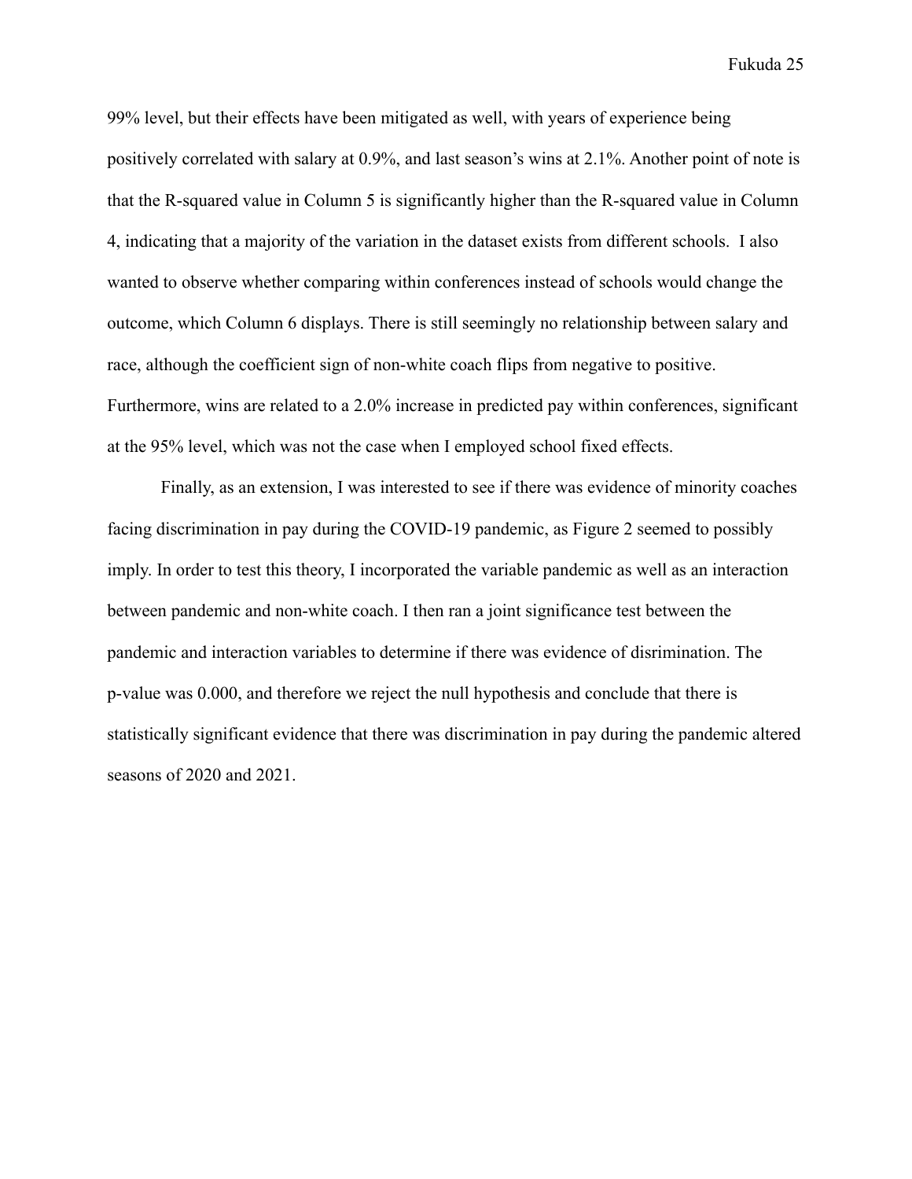99% level, but their effects have been mitigated as well, with years of experience being positively correlated with salary at 0.9%, and last season's wins at 2.1%. Another point of note is that the R-squared value in Column 5 is significantly higher than the R-squared value in Column 4, indicating that a majority of the variation in the dataset exists from different schools. I also wanted to observe whether comparing within conferences instead of schools would change the outcome, which Column 6 displays. There is still seemingly no relationship between salary and race, although the coefficient sign of non-white coach flips from negative to positive. Furthermore, wins are related to a 2.0% increase in predicted pay within conferences, significant at the 95% level, which was not the case when I employed school fixed effects.

Finally, as an extension, I was interested to see if there was evidence of minority coaches facing discrimination in pay during the COVID-19 pandemic, as Figure 2 seemed to possibly imply. In order to test this theory, I incorporated the variable pandemic as well as an interaction between pandemic and non-white coach. I then ran a joint significance test between the pandemic and interaction variables to determine if there was evidence of disrimination. The p-value was 0.000, and therefore we reject the null hypothesis and conclude that there is statistically significant evidence that there was discrimination in pay during the pandemic altered seasons of 2020 and 2021.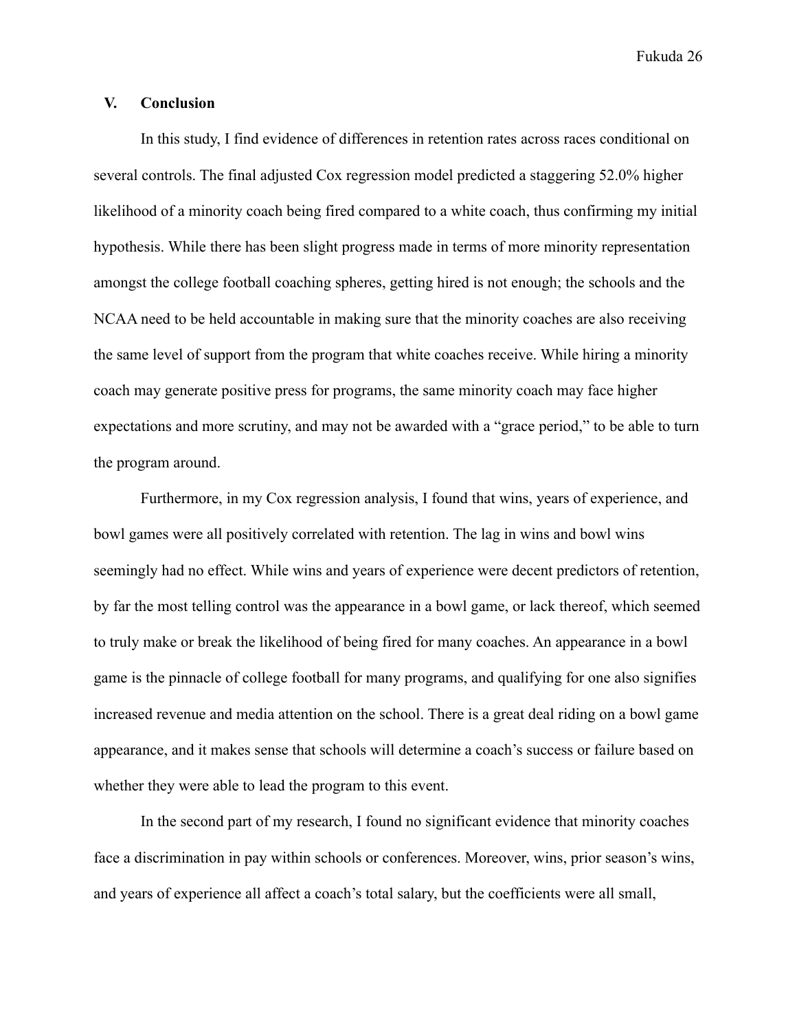## V. Conclusion

In this study, I find evidence of differences in retention rates across races conditional on several controls. The final adjusted Cox regression model predicted a staggering 52.0% higher likelihood of a minority coach being fired compared to a white coach, thus confirming my initial hypothesis. While there has been slight progress made in terms of more minority representation amongst the college football coaching spheres, getting hired is not enough; the schools and the NCAA need to be held accountable in making sure that the minority coaches are also receiving the same level of support from the program that white coaches receive. While hiring a minority coach may generate positive press for programs, the same minority coach may face higher expectations and more scrutiny, and may not be awarded with a "grace period," to be able to turn the program around.

Furthermore, in my Cox regression analysis, I found that wins, years of experience, and bowl games were all positively correlated with retention. The lag in wins and bowl wins seemingly had no effect. While wins and years of experience were decent predictors of retention, by far the most telling control was the appearance in a bowl game, or lack thereof, which seemed to truly make or break the likelihood of being fired for many coaches. An appearance in a bowl game is the pinnacle of college football for many programs, and qualifying for one also signifies increased revenue and media attention on the school. There is a great deal riding on a bowl game appearance, and it makes sense that schools will determine a coach's success or failure based on whether they were able to lead the program to this event.

In the second part of my research, I found no significant evidence that minority coaches face a discrimination in pay within schools or conferences. Moreover, wins, prior season's wins, and years of experience all affect a coach's total salary, but the coefficients were all small,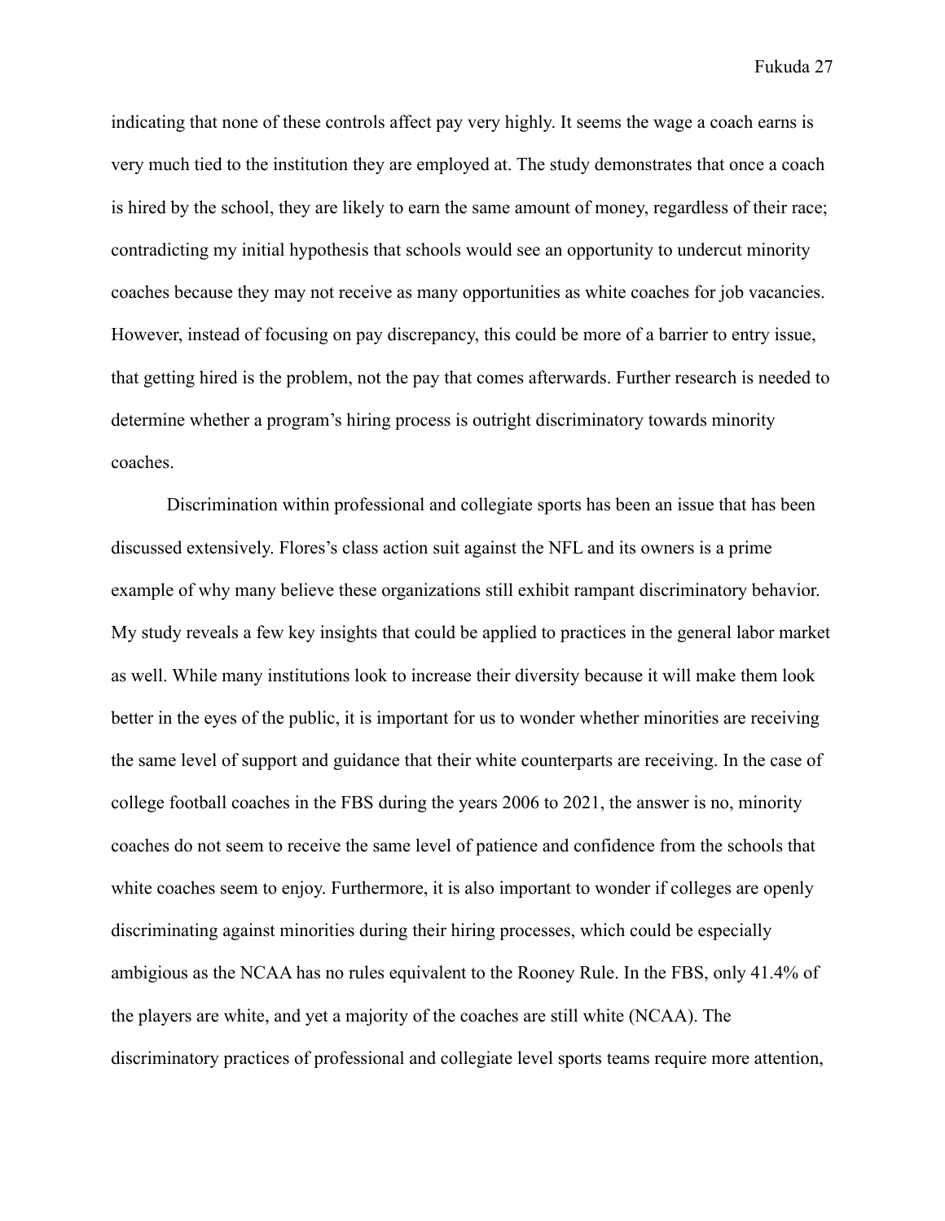indicating that none of these controls affect pay very highly. It seems the wage a coach earns is very much tied to the institution they are employed at. The study demonstrates that once a coach is hired by the school, they are likely to earn the same amount of money, regardless of their race; contradicting my initial hypothesis that schools would see an opportunity to undercut minority coaches because they may not receive as many opportunities as white coaches for job vacancies. However, instead of focusing on pay discrepancy, this could be more of a barrier to entry issue, that getting hired is the problem, not the pay that comes afterwards. Further research is needed to determine whether a program's hiring process is outright discriminatory towards minority coaches.

Discrimination within professional and collegiate sports has been an issue that has been discussed extensively. Flores's class action suit against the NFL and its owners is a prime example of why many believe these organizations still exhibit rampant discriminatory behavior. My study reveals a few key insights that could be applied to practices in the general labor market as well. While many institutions look to increase their diversity because it will make them look better in the eyes of the public, it is important for us to wonder whether minorities are receiving the same level of support and guidance that their white counterparts are receiving. In the case of college football coaches in the FBS during the years 2006 to 2021, the answer is no, minority coaches do not seem to receive the same level of patience and confidence from the schools that white coaches seem to enjoy. Furthermore, it is also important to wonder if colleges are openly discriminating against minorities during their hiring processes, which could be especially ambigious as the NCAA has no rules equivalent to the Rooney Rule. In the FBS, only 41.4% of the players are white, and yet a majority of the coaches are still white (NCAA). The discriminatory practices of professional and collegiate level sports teams require more attention,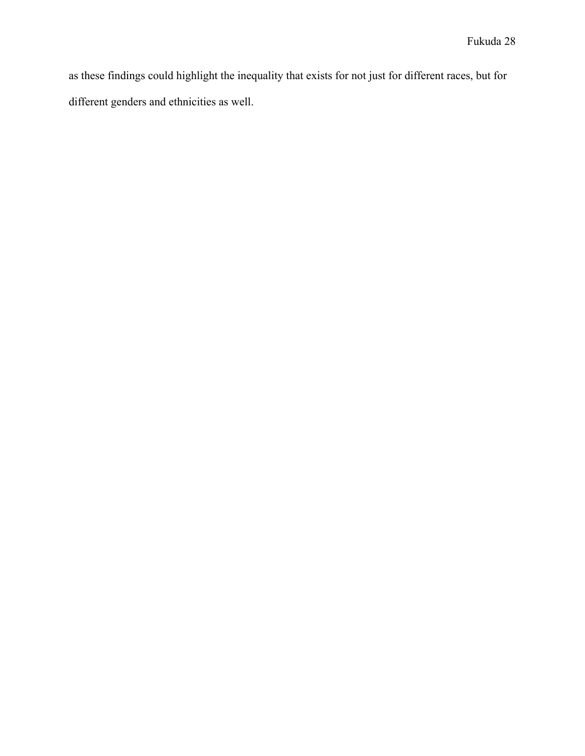as these findings could highlight the inequality that exists for not just for different races, but for different genders and ethnicities as well.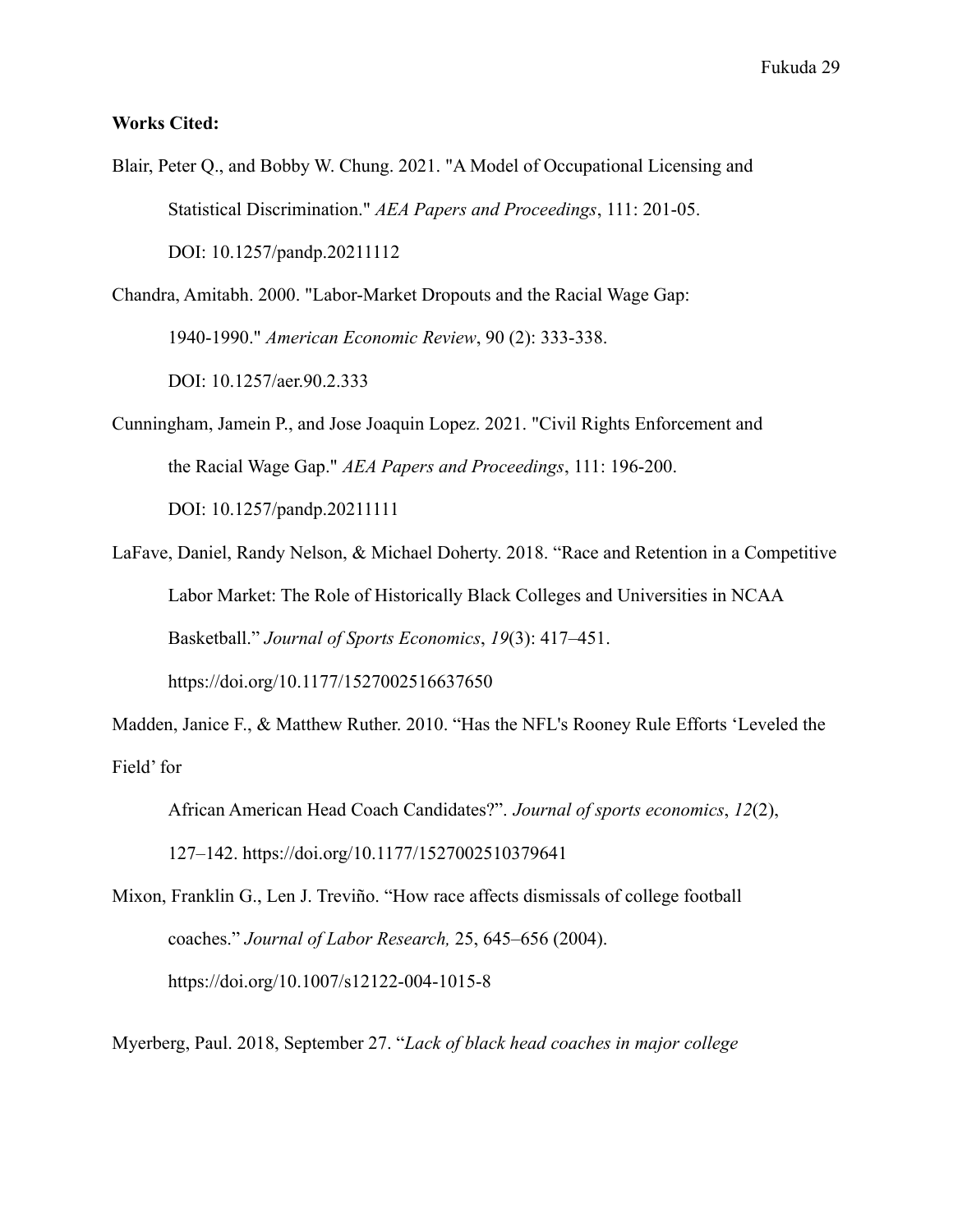**Works Cited:**

Blair, Peter Q., and Bobby W. Chung. 2021. "A Model of Occupational Licensing and Statistical Discrimination." *AEA Papers and Proceedings*, 111: 201-05. DOI: 10.1257/pandp.20211112

Chandra, Amitabh. 2000. "Labor-Market Dropouts and the Racial Wage Gap: 1940-1990." *American Economic Review*, 90 (2): 333-338. DOI: 10.1257/aer.90.2.333

Cunningham, Jamein P., and Jose Joaquin Lopez. 2021. "Civil Rights Enforcement and the Racial Wage Gap." *AEA Papers and Proceedings*, 111: 196-200. DOI: 10.1257/pandp.20211111

LaFave, Daniel, Randy Nelson, & Michael Doherty. 2018. "Race and Retention in a Competitive Labor Market: The Role of Historically Black Colleges and Universities in NCAA Basketball." *Journal of Sports Economics*, *19*(3): 417–451. https://doi.org/10.1177/1527002516637650

Madden, Janice F., & Matthew Ruther. 2010. "Has the NFL's Rooney Rule Efforts 'Leveled the Field' for African American Head Coach Candidates?". *Journal of sports economics*, *12*(2), 127–142. https://doi.org/10.1177/1527002510379641

Mixon, Franklin G., Len J. Treviño. "How race affects dismissals of college football coaches." *Journal of Labor Research,* 25, 645–656 (2004). https://doi.org/10.1007/s12122-004-1015-8

Myerberg, Paul. 2018, September 27. "*Lack of black head coaches in major college*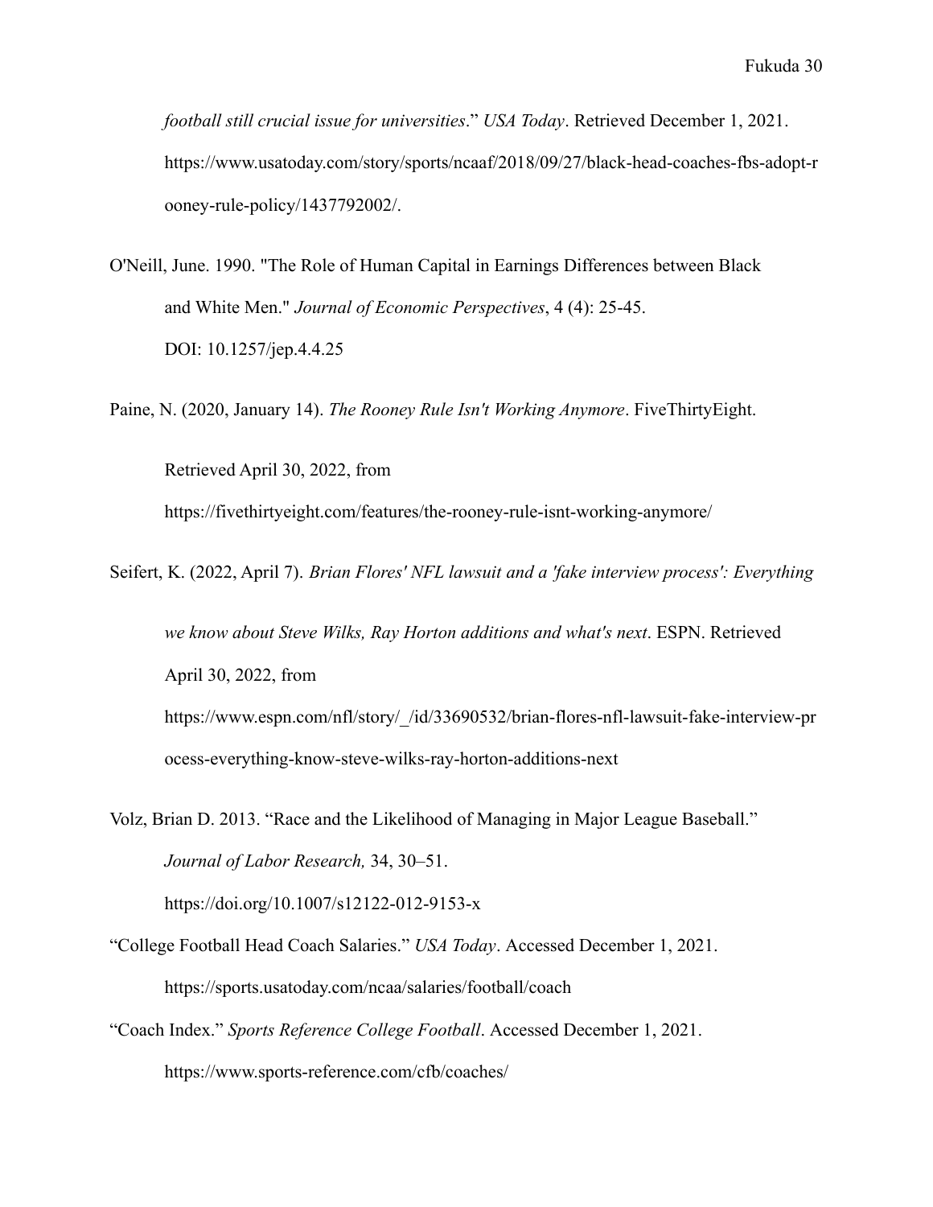*football still crucial issue for universities*." *USA Today*. Retrieved December 1, 2021. https://www.usatoday.com/story/sports/ncaaf/2018/09/27/black-head-coaches-fbs-adopt-rooney-rule-policy/1437792002/.

O'Neill, June. 1990. "The Role of Human Capital in Earnings Differences between Black and White Men." *Journal of Economic Perspectives*, 4 (4): 25-45. DOI: 10.1257/jep.4.4.25

Paine, N. (2020, January 14). *The Rooney Rule Isn't Working Anymore*. FiveThirtyEight. Retrieved April 30, 2022, from https://fivethirtyeight.com/features/the-rooney-rule-isnt-working-anymore/

Seifert, K. (2022, April 7). *Brian Flores' NFL lawsuit and a 'fake interview process': Everything we know about Steve Wilks, Ray Horton additions and what's next*. ESPN. Retrieved April 30, 2022, from https://www.espn.com/nfl/story/_/id/33690532/brian-flores-nfl-lawsuit-fake-interview-process-everything-know-steve-wilks-ray-horton-additions-next

Volz, Brian D. 2013. "Race and the Likelihood of Managing in Major League Baseball." *Journal of Labor Research,* 34, 30–51. https://doi.org/10.1007/s12122-012-9153-x

"College Football Head Coach Salaries." *USA Today*. Accessed December 1, 2021. https://sports.usatoday.com/ncaa/salaries/football/coach

"Coach Index." *Sports Reference College Football*. Accessed December 1, 2021. https://www.sports-reference.com/cfb/coaches/